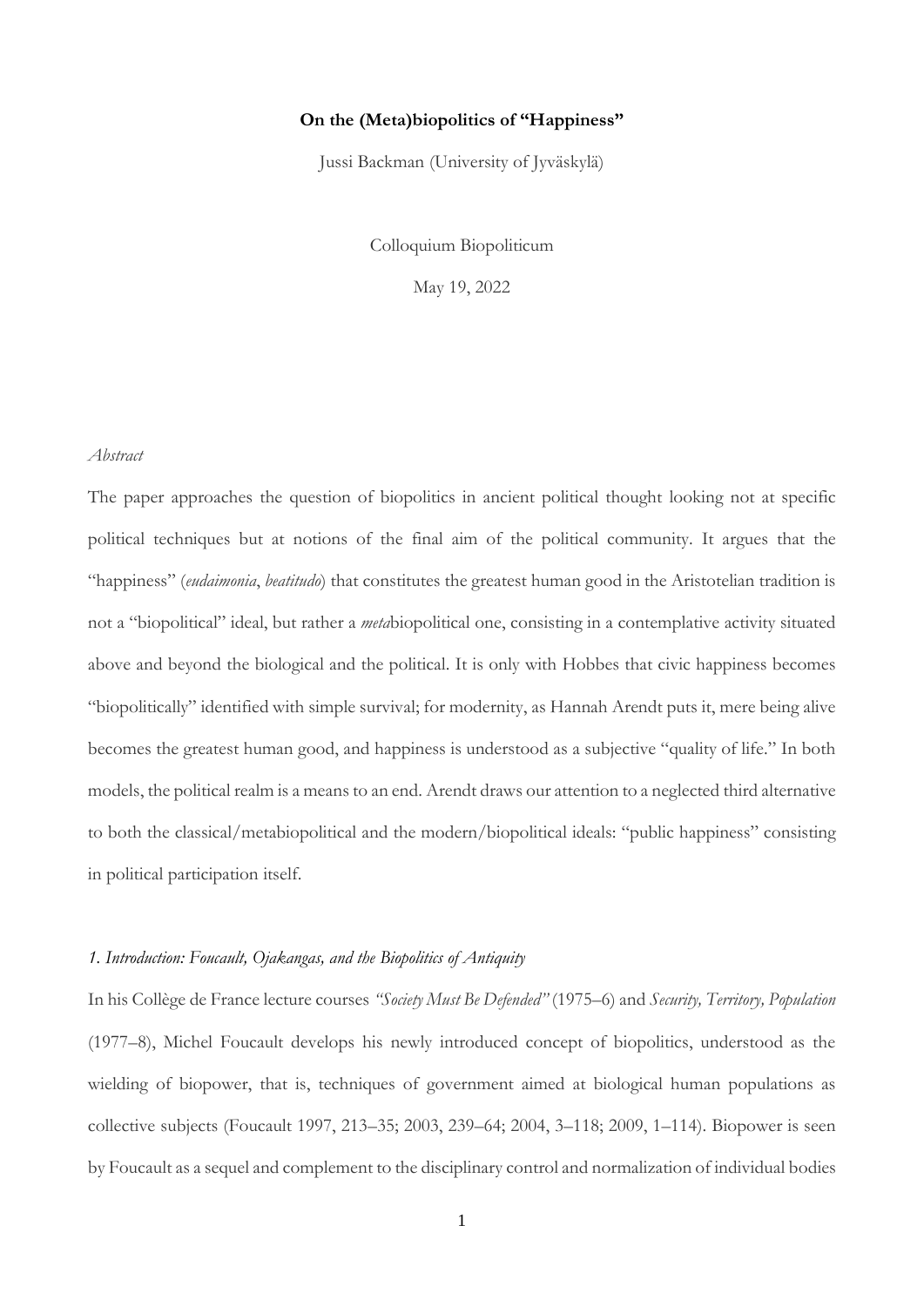# On the (Meta)biopolitics of "Happiness"

Jussi Backman (University of Jyväskylä)

Colloquium Biopoliticum

May 19, 2022

*Abstract*

The paper approaches the question of biopolitics in ancient political thought looking not at specific political techniques but at notions of the final aim of the political community. It argues that the "happiness" (*eudaimonia*, *beatitudo*) that constitutes the greatest human good in the Aristotelian tradition is not a "biopolitical" ideal, but rather a *meta*biopolitical one, consisting in a contemplative activity situated above and beyond the biological and the political. It is only with Hobbes that civic happiness becomes "biopolitically" identified with simple survival; for modernity, as Hannah Arendt puts it, mere being alive becomes the greatest human good, and happiness is understood as a subjective "quality of life." In both models, the political realm is a means to an end. Arendt draws our attention to a neglected third alternative to both the classical/metabiopolitical and the modern/biopolitical ideals: "public happiness" consisting in political participation itself.

## *1. Introduction: Foucault, Ojakangas, and the Biopolitics of Antiquity*

In his Collège de France lecture courses *"Society Must Be Defended"* (1975–6) and *Security, Territory, Population* (1977–8), Michel Foucault develops his newly introduced concept of biopolitics, understood as the wielding of biopower, that is, techniques of government aimed at biological human populations as collective subjects (Foucault 1997, 213–35; 2003, 239–64; 2004, 3–118; 2009, 1–114). Biopower is seen by Foucault as a sequel and complement to the disciplinary control and normalization of individual bodies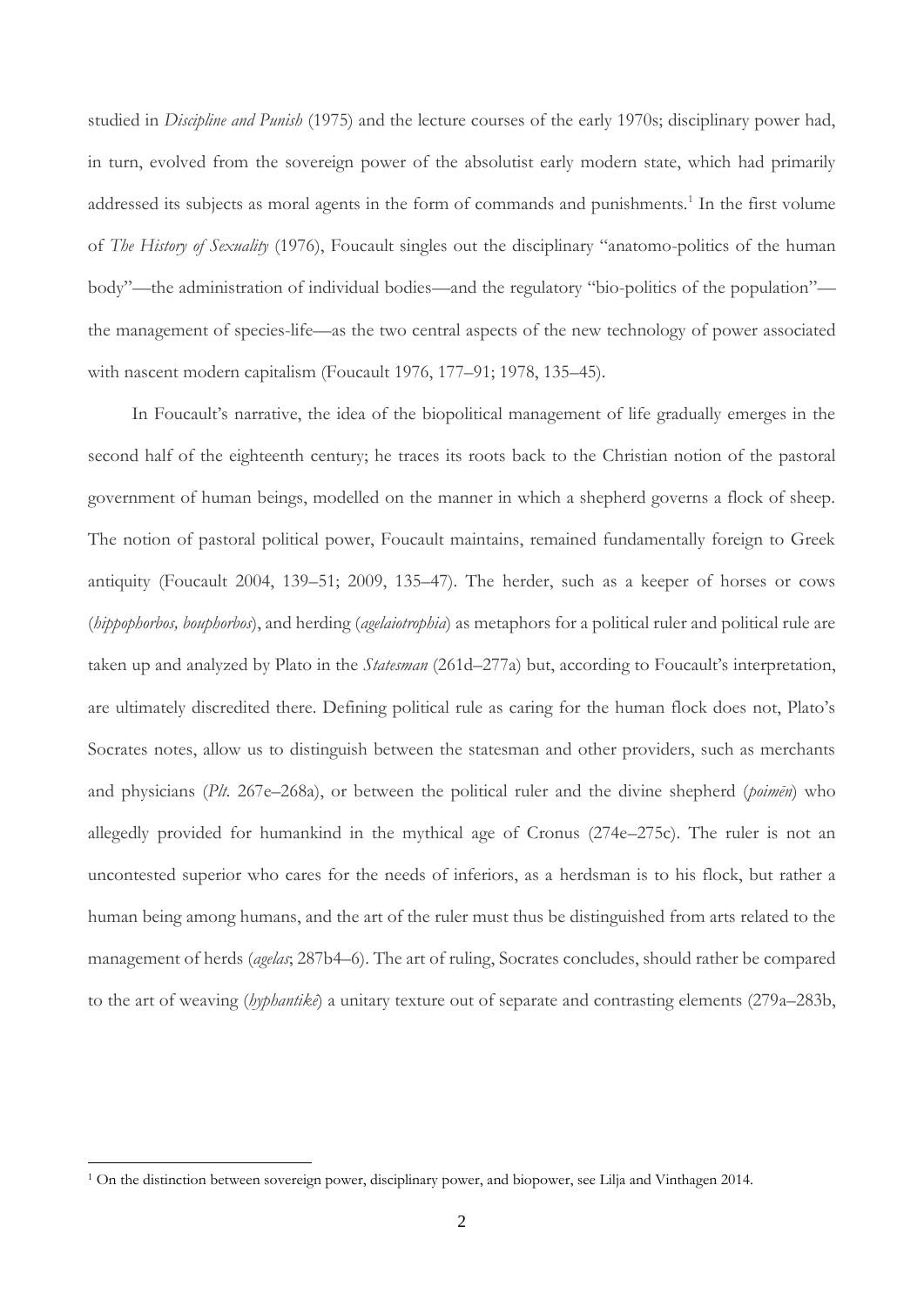studied in *Discipline and Punish* (1975) and the lecture courses of the early 1970s; disciplinary power had, in turn, evolved from the sovereign power of the absolutist early modern state, which had primarily addressed its subjects as moral agents in the form of commands and punishments.[1] In the first volume of *The History of Sexuality* (1976), Foucault singles out the disciplinary "anatomo-politics of the human body"—the administration of individual bodies—and the regulatory "bio-politics of the population"—the management of species-life—as the two central aspects of the new technology of power associated with nascent modern capitalism (Foucault 1976, 177–91; 1978, 135–45).

In Foucault's narrative, the idea of the biopolitical management of life gradually emerges in the second half of the eighteenth century; he traces its roots back to the Christian notion of the pastoral government of human beings, modelled on the manner in which a shepherd governs a flock of sheep. The notion of pastoral political power, Foucault maintains, remained fundamentally foreign to Greek antiquity (Foucault 2004, 139–51; 2009, 135–47). The herder, such as a keeper of horses or cows (*hippophorbos, bouphorbos*), and herding (*agelaiotrophia*) as metaphors for a political ruler and political rule are taken up and analyzed by Plato in the *Statesman* (261d–277a) but, according to Foucault's interpretation, are ultimately discredited there. Defining political rule as caring for the human flock does not, Plato's Socrates notes, allow us to distinguish between the statesman and other providers, such as merchants and physicians (*Plt.* 267e–268a), or between the political ruler and the divine shepherd (*poimēn*) who allegedly provided for humankind in the mythical age of Cronus (274e–275c). The ruler is not an uncontested superior who cares for the needs of inferiors, as a herdsman is to his flock, but rather a human being among humans, and the art of the ruler must thus be distinguished from arts related to the management of herds (*agelas*; 287b4–6). The art of ruling, Socrates concludes, should rather be compared to the art of weaving (*hyphantikē*) a unitary texture out of separate and contrasting elements (279a–283b,

[1] On the distinction between sovereign power, disciplinary power, and biopower, see Lilja and Vinthagen 2014.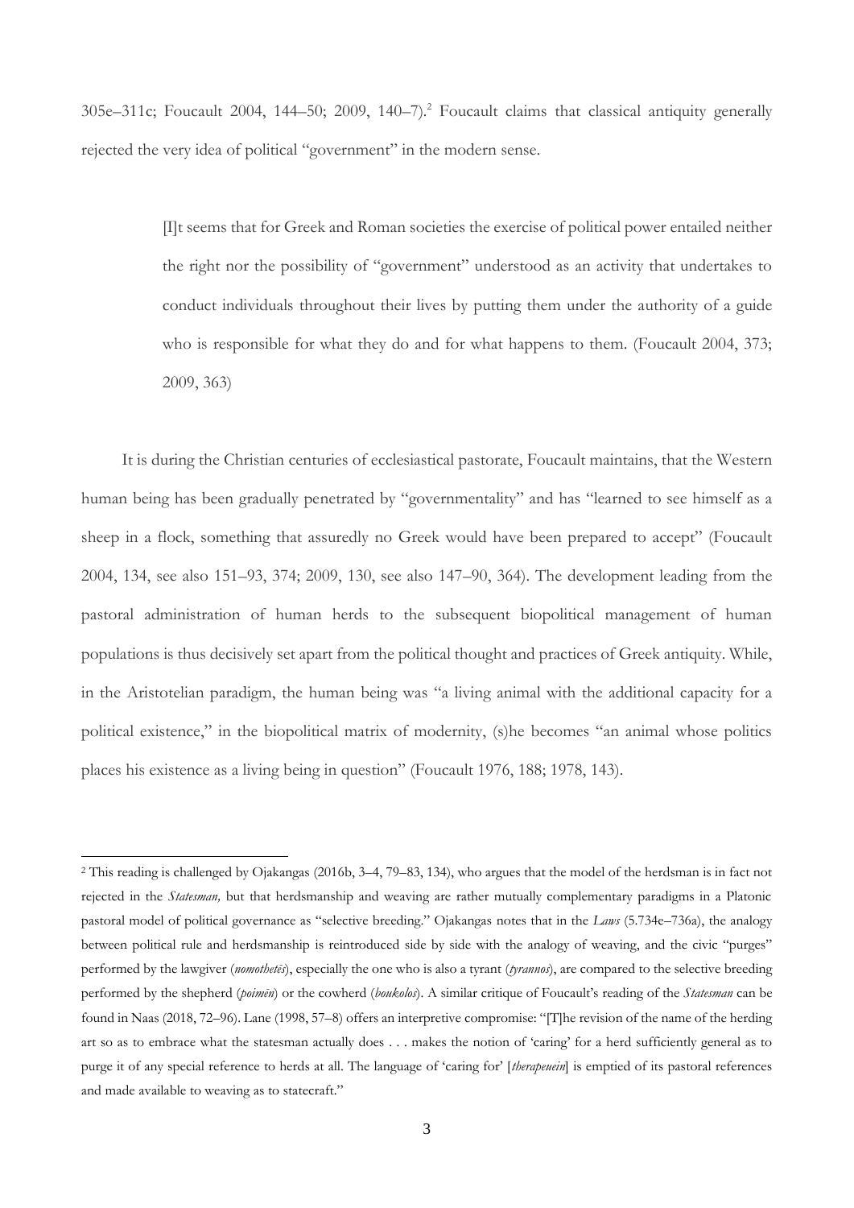305e–311c; Foucault 2004, 144–50; 2009, 140–7).[2] Foucault claims that classical antiquity generally rejected the very idea of political "government" in the modern sense.

> [I]t seems that for Greek and Roman societies the exercise of political power entailed neither the right nor the possibility of "government" understood as an activity that undertakes to conduct individuals throughout their lives by putting them under the authority of a guide who is responsible for what they do and for what happens to them. (Foucault 2004, 373; 2009, 363)

It is during the Christian centuries of ecclesiastical pastorate, Foucault maintains, that the Western human being has been gradually penetrated by "governmentality" and has "learned to see himself as a sheep in a flock, something that assuredly no Greek would have been prepared to accept" (Foucault 2004, 134, see also 151–93, 374; 2009, 130, see also 147–90, 364). The development leading from the pastoral administration of human herds to the subsequent biopolitical management of human populations is thus decisively set apart from the political thought and practices of Greek antiquity. While, in the Aristotelian paradigm, the human being was "a living animal with the additional capacity for a political existence," in the biopolitical matrix of modernity, (s)he becomes "an animal whose politics places his existence as a living being in question" (Foucault 1976, 188; 1978, 143).

---

[2] This reading is challenged by Ojakangas (2016b, 3–4, 79–83, 134), who argues that the model of the herdsman is in fact not rejected in the *Statesman,* but that herdsmanship and weaving are rather mutually complementary paradigms in a Platonic pastoral model of political governance as "selective breeding." Ojakangas notes that in the *Laws* (5.734e–736a), the analogy between political rule and herdsmanship is reintroduced side by side with the analogy of weaving, and the civic "purges" performed by the lawgiver (*nomothetēs*), especially the one who is also a tyrant (*tyrannos*), are compared to the selective breeding performed by the shepherd (*poimēn*) or the cowherd (*boukolos*). A similar critique of Foucault's reading of the *Statesman* can be found in Naas (2018, 72–96). Lane (1998, 57–8) offers an interpretive compromise: "[T]he revision of the name of the herding art so as to embrace what the statesman actually does . . . makes the notion of 'caring' for a herd sufficiently general as to purge it of any special reference to herds at all. The language of 'caring for' [*therapeuein*] is emptied of its pastoral references and made available to weaving as to statecraft."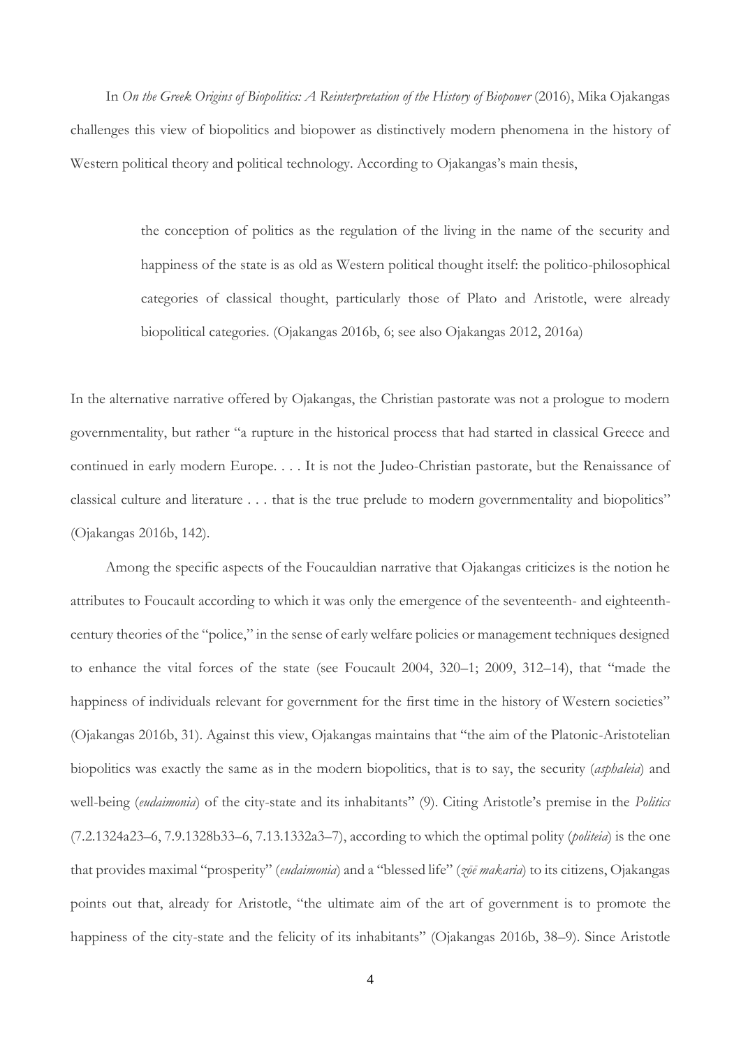In *On the Greek Origins of Biopolitics: A Reinterpretation of the History of Biopower* (2016), Mika Ojakangas challenges this view of biopolitics and biopower as distinctively modern phenomena in the history of Western political theory and political technology. According to Ojakangas's main thesis,

> the conception of politics as the regulation of the living in the name of the security and happiness of the state is as old as Western political thought itself: the politico-philosophical categories of classical thought, particularly those of Plato and Aristotle, were already biopolitical categories. (Ojakangas 2016b, 6; see also Ojakangas 2012, 2016a)

In the alternative narrative offered by Ojakangas, the Christian pastorate was not a prologue to modern governmentality, but rather "a rupture in the historical process that had started in classical Greece and continued in early modern Europe. . . . It is not the Judeo-Christian pastorate, but the Renaissance of classical culture and literature . . . that is the true prelude to modern governmentality and biopolitics" (Ojakangas 2016b, 142).

Among the specific aspects of the Foucauldian narrative that Ojakangas criticizes is the notion he attributes to Foucault according to which it was only the emergence of the seventeenth- and eighteenth-century theories of the "police," in the sense of early welfare policies or management techniques designed to enhance the vital forces of the state (see Foucault 2004, 320–1; 2009, 312–14), that "made the happiness of individuals relevant for government for the first time in the history of Western societies" (Ojakangas 2016b, 31). Against this view, Ojakangas maintains that "the aim of the Platonic-Aristotelian biopolitics was exactly the same as in the modern biopolitics, that is to say, the security (*asphaleia*) and well-being (*eudaimonia*) of the city-state and its inhabitants" (9). Citing Aristotle's premise in the *Politics* (7.2.1324a23–6, 7.9.1328b33–6, 7.13.1332a3–7), according to which the optimal polity (*politeia*) is the one that provides maximal "prosperity" (*eudaimonia*) and a "blessed life" (*zōē makaria*) to its citizens, Ojakangas points out that, already for Aristotle, "the ultimate aim of the art of government is to promote the happiness of the city-state and the felicity of its inhabitants" (Ojakangas 2016b, 38–9). Since Aristotle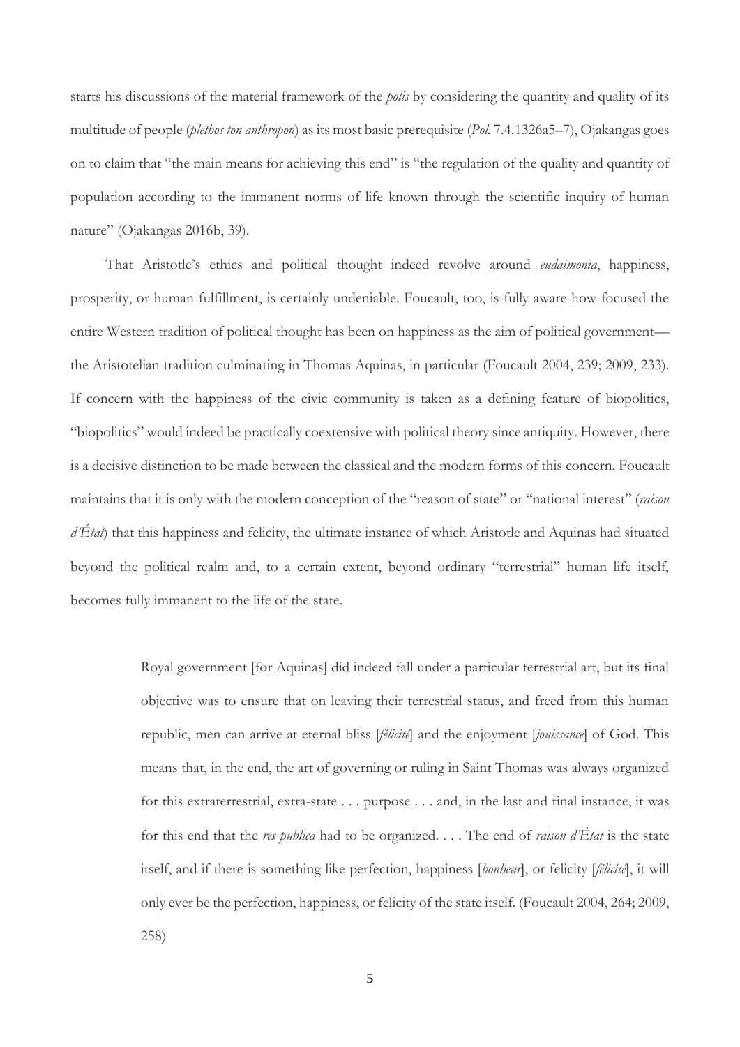starts his discussions of the material framework of the *polis* by considering the quantity and quality of its multitude of people (*plēthos tōn anthrōpōn*) as its most basic prerequisite (*Pol.* 7.4.1326a5–7), Ojakangas goes on to claim that "the main means for achieving this end" is "the regulation of the quality and quantity of population according to the immanent norms of life known through the scientific inquiry of human nature" (Ojakangas 2016b, 39).

That Aristotle's ethics and political thought indeed revolve around *eudaimonia*, happiness, prosperity, or human fulfillment, is certainly undeniable. Foucault, too, is fully aware how focused the entire Western tradition of political thought has been on happiness as the aim of political government—the Aristotelian tradition culminating in Thomas Aquinas, in particular (Foucault 2004, 239; 2009, 233). If concern with the happiness of the civic community is taken as a defining feature of biopolitics, "biopolitics" would indeed be practically coextensive with political theory since antiquity. However, there is a decisive distinction to be made between the classical and the modern forms of this concern. Foucault maintains that it is only with the modern conception of the "reason of state" or "national interest" (*raison d'État*) that this happiness and felicity, the ultimate instance of which Aristotle and Aquinas had situated beyond the political realm and, to a certain extent, beyond ordinary "terrestrial" human life itself, becomes fully immanent to the life of the state.

> Royal government [for Aquinas] did indeed fall under a particular terrestrial art, but its final objective was to ensure that on leaving their terrestrial status, and freed from this human republic, men can arrive at eternal bliss [*félicité*] and the enjoyment [*jouissance*] of God. This means that, in the end, the art of governing or ruling in Saint Thomas was always organized for this extraterrestrial, extra-state . . . purpose . . . and, in the last and final instance, it was for this end that the *res publica* had to be organized. . . . The end of *raison d'État* is the state itself, and if there is something like perfection, happiness [*bonheur*], or felicity [*félicité*], it will only ever be the perfection, happiness, or felicity of the state itself. (Foucault 2004, 264; 2009, 258)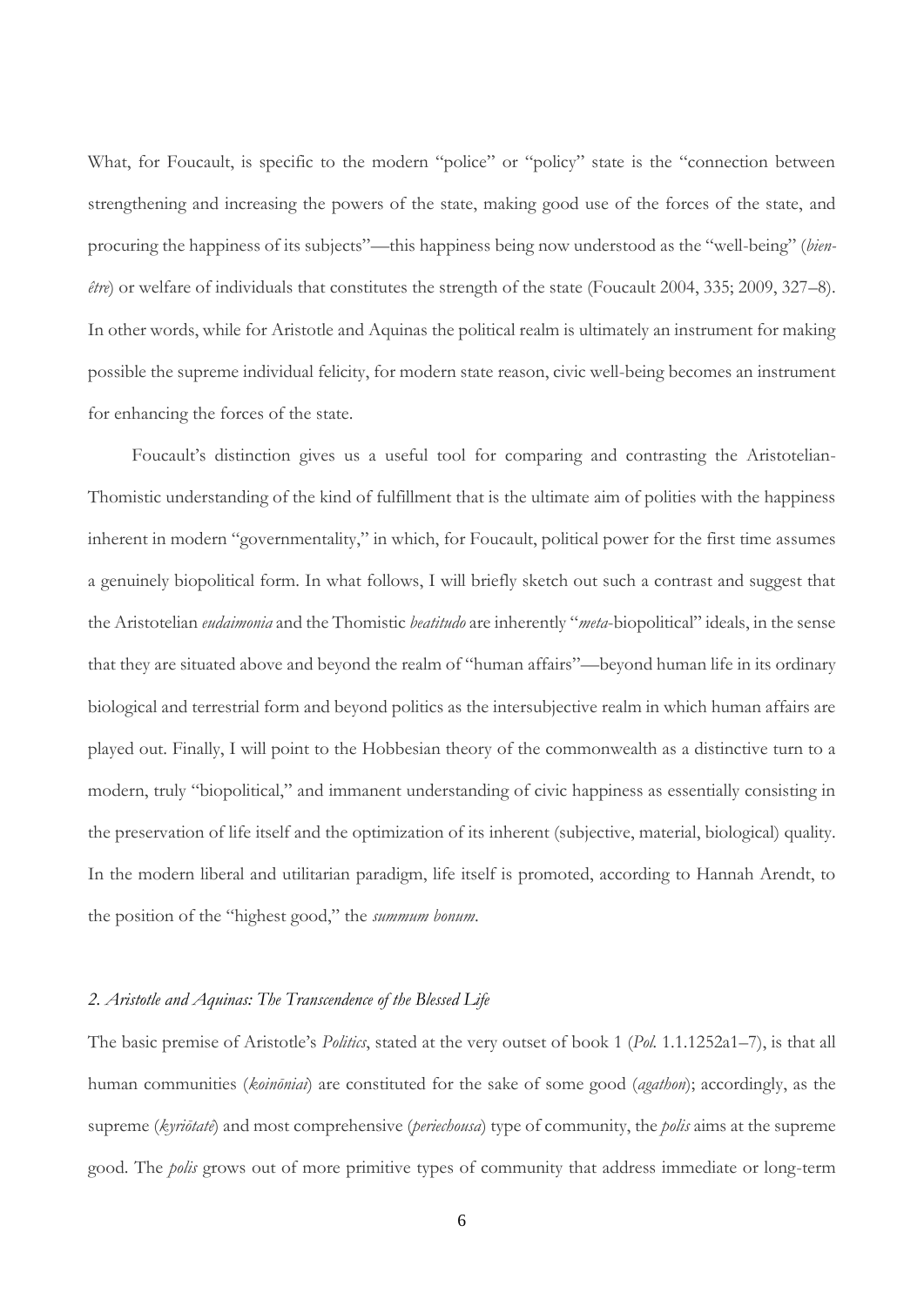What, for Foucault, is specific to the modern "police" or "policy" state is the "connection between strengthening and increasing the powers of the state, making good use of the forces of the state, and procuring the happiness of its subjects"—this happiness being now understood as the "well-being" (*bien-être*) or welfare of individuals that constitutes the strength of the state (Foucault 2004, 335; 2009, 327–8). In other words, while for Aristotle and Aquinas the political realm is ultimately an instrument for making possible the supreme individual felicity, for modern state reason, civic well-being becomes an instrument for enhancing the forces of the state.

Foucault's distinction gives us a useful tool for comparing and contrasting the Aristotelian-Thomistic understanding of the kind of fulfillment that is the ultimate aim of polities with the happiness inherent in modern "governmentality," in which, for Foucault, political power for the first time assumes a genuinely biopolitical form. In what follows, I will briefly sketch out such a contrast and suggest that the Aristotelian *eudaimonia* and the Thomistic *beatitudo* are inherently "*meta*-biopolitical" ideals, in the sense that they are situated above and beyond the realm of "human affairs"—beyond human life in its ordinary biological and terrestrial form and beyond politics as the intersubjective realm in which human affairs are played out. Finally, I will point to the Hobbesian theory of the commonwealth as a distinctive turn to a modern, truly "biopolitical," and immanent understanding of civic happiness as essentially consisting in the preservation of life itself and the optimization of its inherent (subjective, material, biological) quality. In the modern liberal and utilitarian paradigm, life itself is promoted, according to Hannah Arendt, to the position of the "highest good," the *summum bonum*.

## *2. Aristotle and Aquinas: The Transcendence of the Blessed Life*

The basic premise of Aristotle's *Politics*, stated at the very outset of book 1 (*Pol.* 1.1.1252a1–7), is that all human communities (*koinōniai*) are constituted for the sake of some good (*agathon*); accordingly, as the supreme (*kyriōtatē*) and most comprehensive (*periechousa*) type of community, the *polis* aims at the supreme good. The *polis* grows out of more primitive types of community that address immediate or long-term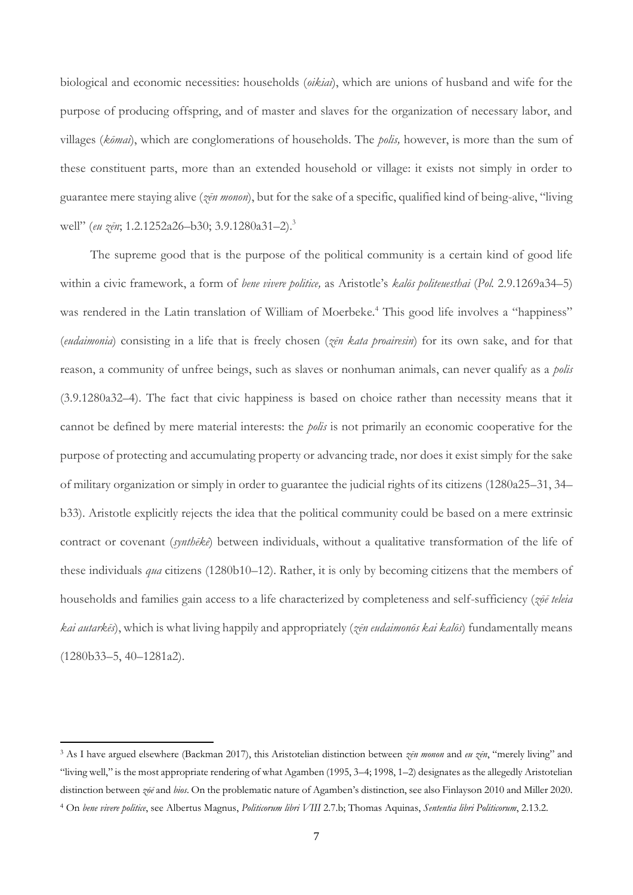biological and economic necessities: households (*oikiai*), which are unions of husband and wife for the purpose of producing offspring, and of master and slaves for the organization of necessary labor, and villages (*kōmai*), which are conglomerations of households. The *polis,* however, is more than the sum of these constituent parts, more than an extended household or village: it exists not simply in order to guarantee mere staying alive (*zēn monon*), but for the sake of a specific, qualified kind of being-alive, "living well" (*eu zēn*; 1.2.1252a26–b30; 3.9.1280a31–2).[3]

The supreme good that is the purpose of the political community is a certain kind of good life within a civic framework, a form of *bene vivere politice,* as Aristotle's *kalōs politeuesthai* (*Pol.* 2.9.1269a34–5) was rendered in the Latin translation of William of Moerbeke.[4] This good life involves a "happiness" (*eudaimonia*) consisting in a life that is freely chosen (*zēn kata proairesin*) for its own sake, and for that reason, a community of unfree beings, such as slaves or nonhuman animals, can never qualify as a *polis* (3.9.1280a32–4). The fact that civic happiness is based on choice rather than necessity means that it cannot be defined by mere material interests: the *polis* is not primarily an economic cooperative for the purpose of protecting and accumulating property or advancing trade, nor does it exist simply for the sake of military organization or simply in order to guarantee the judicial rights of its citizens (1280a25–31, 34–b33). Aristotle explicitly rejects the idea that the political community could be based on a mere extrinsic contract or covenant (*synthēkē*) between individuals, without a qualitative transformation of the life of these individuals *qua* citizens (1280b10–12). Rather, it is only by becoming citizens that the members of households and families gain access to a life characterized by completeness and self-sufficiency (*zōē teleia kai autarkēs*), which is what living happily and appropriately (*zēn eudaimonōs kai kalōs*) fundamentally means (1280b33–5, 40–1281a2).

---

[3] As I have argued elsewhere (Backman 2017), this Aristotelian distinction between *zēn monon* and *eu zēn*, "merely living" and "living well," is the most appropriate rendering of what Agamben (1995, 3–4; 1998, 1–2) designates as the allegedly Aristotelian distinction between *zōē* and *bios*. On the problematic nature of Agamben's distinction, see also Finlayson 2010 and Miller 2020.

[4] On *bene vivere politice*, see Albertus Magnus, *Politicorum libri VIII* 2.7.b; Thomas Aquinas, *Sententia libri Politicorum*, 2.13.2.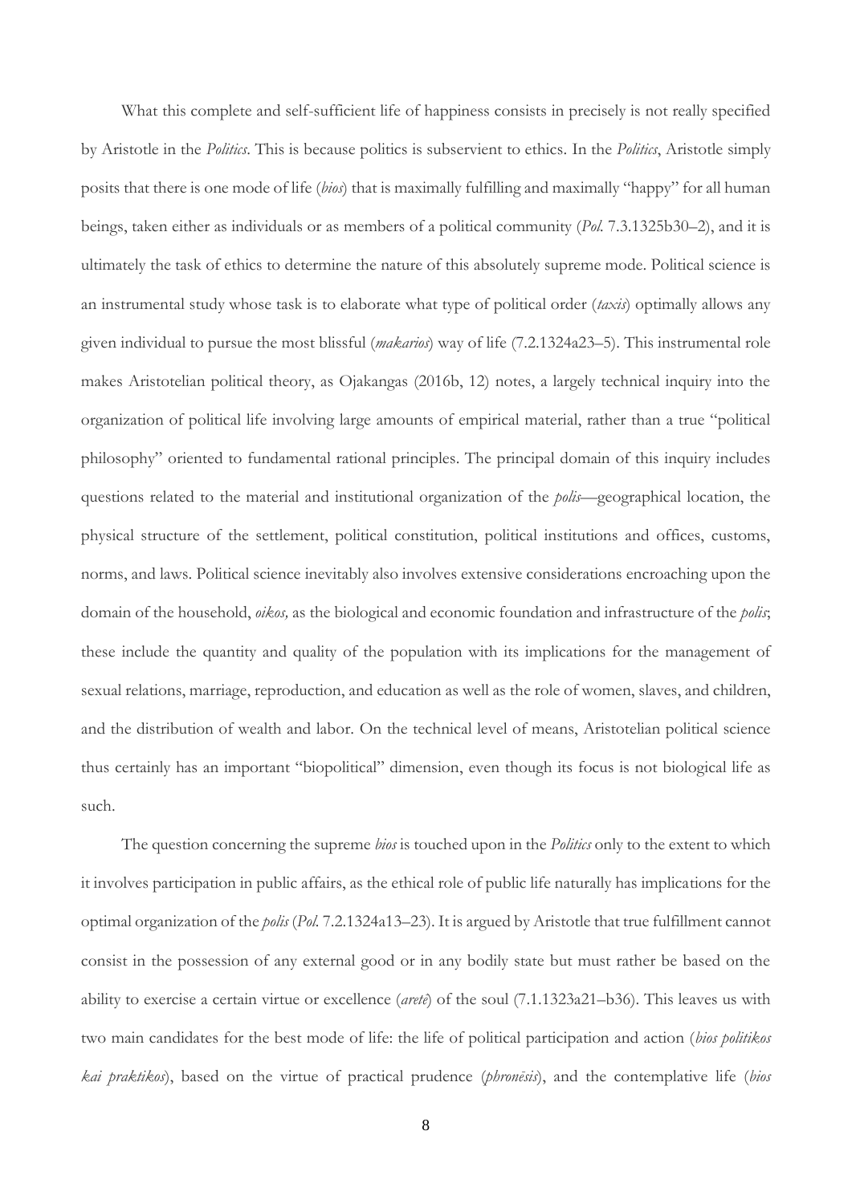What this complete and self-sufficient life of happiness consists in precisely is not really specified by Aristotle in the *Politics*. This is because politics is subservient to ethics. In the *Politics*, Aristotle simply posits that there is one mode of life (*bios*) that is maximally fulfilling and maximally "happy" for all human beings, taken either as individuals or as members of a political community (*Pol.* 7.3.1325b30–2), and it is ultimately the task of ethics to determine the nature of this absolutely supreme mode. Political science is an instrumental study whose task is to elaborate what type of political order (*taxis*) optimally allows any given individual to pursue the most blissful (*makarios*) way of life (7.2.1324a23–5). This instrumental role makes Aristotelian political theory, as Ojakangas (2016b, 12) notes, a largely technical inquiry into the organization of political life involving large amounts of empirical material, rather than a true "political philosophy" oriented to fundamental rational principles. The principal domain of this inquiry includes questions related to the material and institutional organization of the *polis*—geographical location, the physical structure of the settlement, political constitution, political institutions and offices, customs, norms, and laws. Political science inevitably also involves extensive considerations encroaching upon the domain of the household, *oikos,* as the biological and economic foundation and infrastructure of the *polis*; these include the quantity and quality of the population with its implications for the management of sexual relations, marriage, reproduction, and education as well as the role of women, slaves, and children, and the distribution of wealth and labor. On the technical level of means, Aristotelian political science thus certainly has an important "biopolitical" dimension, even though its focus is not biological life as such.

The question concerning the supreme *bios* is touched upon in the *Politics* only to the extent to which it involves participation in public affairs, as the ethical role of public life naturally has implications for the optimal organization of the *polis* (*Pol.* 7.2.1324a13–23). It is argued by Aristotle that true fulfillment cannot consist in the possession of any external good or in any bodily state but must rather be based on the ability to exercise a certain virtue or excellence (*aretē*) of the soul (7.1.1323a21–b36). This leaves us with two main candidates for the best mode of life: the life of political participation and action (*bios politikos kai praktikos*), based on the virtue of practical prudence (*phronēsis*), and the contemplative life (*bios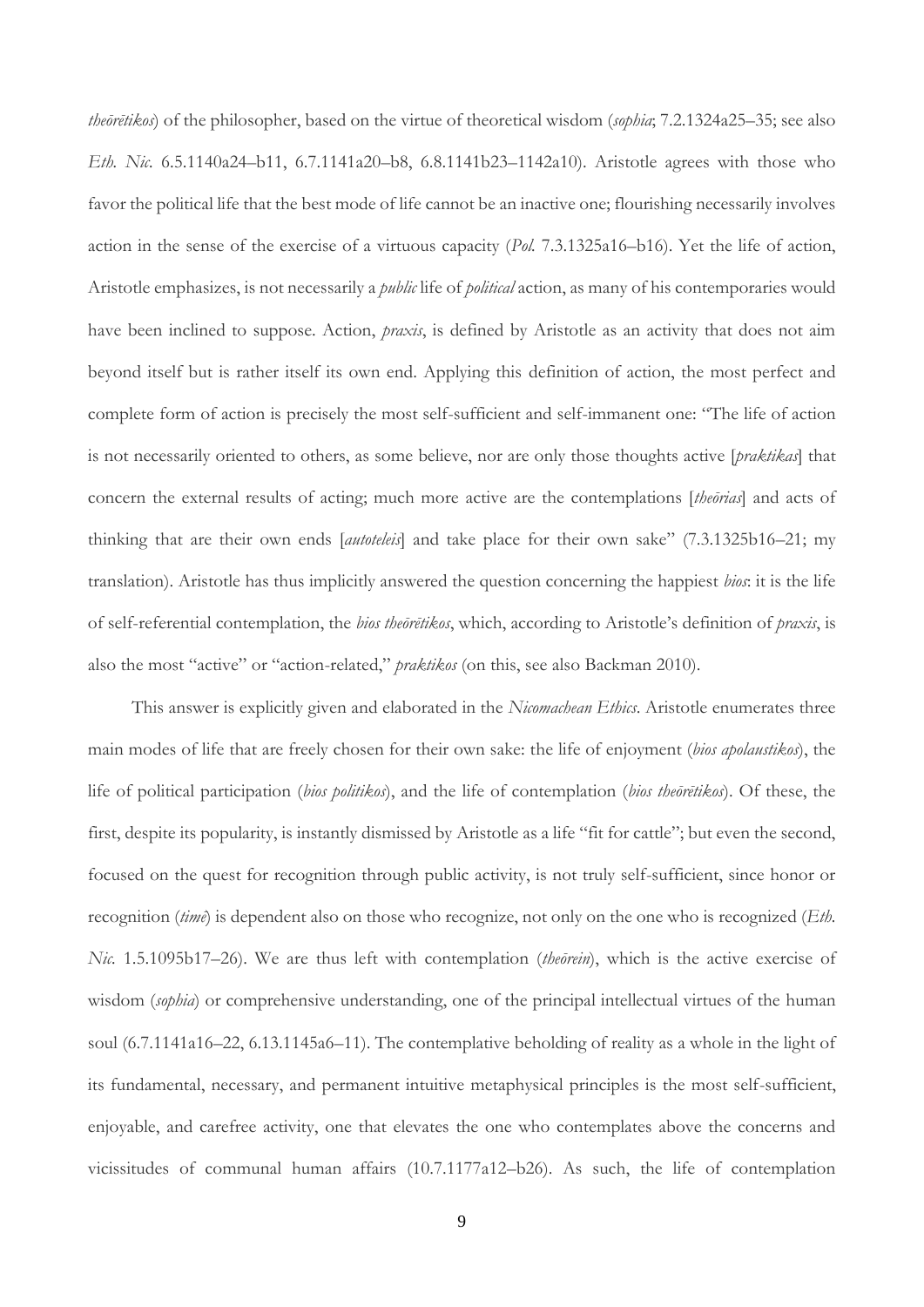*theōrētikos*) of the philosopher, based on the virtue of theoretical wisdom (*sophia*; 7.2.1324a25–35; see also *Eth. Nic.* 6.5.1140a24–b11, 6.7.1141a20–b8, 6.8.1141b23–1142a10). Aristotle agrees with those who favor the political life that the best mode of life cannot be an inactive one; flourishing necessarily involves action in the sense of the exercise of a virtuous capacity (*Pol.* 7.3.1325a16–b16). Yet the life of action, Aristotle emphasizes, is not necessarily a *public* life of *political* action, as many of his contemporaries would have been inclined to suppose. Action, *praxis*, is defined by Aristotle as an activity that does not aim beyond itself but is rather itself its own end. Applying this definition of action, the most perfect and complete form of action is precisely the most self-sufficient and self-immanent one: "The life of action is not necessarily oriented to others, as some believe, nor are only those thoughts active [*praktikas*] that concern the external results of acting; much more active are the contemplations [*theōrias*] and acts of thinking that are their own ends [*autoteleis*] and take place for their own sake" (7.3.1325b16–21; my translation). Aristotle has thus implicitly answered the question concerning the happiest *bios*: it is the life of self-referential contemplation, the *bios theōrētikos*, which, according to Aristotle's definition of *praxis*, is also the most "active" or "action-related," *praktikos* (on this, see also Backman 2010).

This answer is explicitly given and elaborated in the *Nicomachean Ethics*. Aristotle enumerates three main modes of life that are freely chosen for their own sake: the life of enjoyment (*bios apolaustikos*), the life of political participation (*bios politikos*), and the life of contemplation (*bios theōrētikos*). Of these, the first, despite its popularity, is instantly dismissed by Aristotle as a life "fit for cattle"; but even the second, focused on the quest for recognition through public activity, is not truly self-sufficient, since honor or recognition (*timē*) is dependent also on those who recognize, not only on the one who is recognized (*Eth. Nic.* 1.5.1095b17–26). We are thus left with contemplation (*theōrein*), which is the active exercise of wisdom (*sophia*) or comprehensive understanding, one of the principal intellectual virtues of the human soul (6.7.1141a16–22, 6.13.1145a6–11). The contemplative beholding of reality as a whole in the light of its fundamental, necessary, and permanent intuitive metaphysical principles is the most self-sufficient, enjoyable, and carefree activity, one that elevates the one who contemplates above the concerns and vicissitudes of communal human affairs (10.7.1177a12–b26). As such, the life of contemplation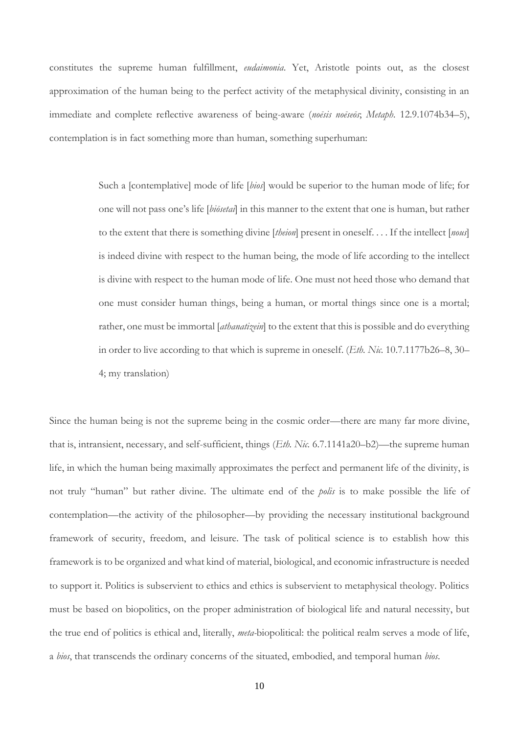constitutes the supreme human fulfillment, *eudaimonia*. Yet, Aristotle points out, as the closest approximation of the human being to the perfect activity of the metaphysical divinity, consisting in an immediate and complete reflective awareness of being-aware (*noēsis noēseōs*; *Metaph.* 12.9.1074b34–5), contemplation is in fact something more than human, something superhuman:

> Such a [contemplative] mode of life [*bios*] would be superior to the human mode of life; for one will not pass one's life [*biōsetai*] in this manner to the extent that one is human, but rather to the extent that there is something divine [*theion*] present in oneself. . . . If the intellect [*nous*] is indeed divine with respect to the human being, the mode of life according to the intellect is divine with respect to the human mode of life. One must not heed those who demand that one must consider human things, being a human, or mortal things since one is a mortal; rather, one must be immortal [*athanatizein*] to the extent that this is possible and do everything in order to live according to that which is supreme in oneself. (*Eth. Nic.* 10.7.1177b26–8, 30–4; my translation)

Since the human being is not the supreme being in the cosmic order—there are many far more divine, that is, intransient, necessary, and self-sufficient, things (*Eth. Nic.* 6.7.1141a20–b2)—the supreme human life, in which the human being maximally approximates the perfect and permanent life of the divinity, is not truly "human" but rather divine. The ultimate end of the *polis* is to make possible the life of contemplation—the activity of the philosopher—by providing the necessary institutional background framework of security, freedom, and leisure. The task of political science is to establish how this framework is to be organized and what kind of material, biological, and economic infrastructure is needed to support it. Politics is subservient to ethics and ethics is subservient to metaphysical theology. Politics must be based on biopolitics, on the proper administration of biological life and natural necessity, but the true end of politics is ethical and, literally, *meta*-biopolitical: the political realm serves a mode of life, a *bios*, that transcends the ordinary concerns of the situated, embodied, and temporal human *bios*.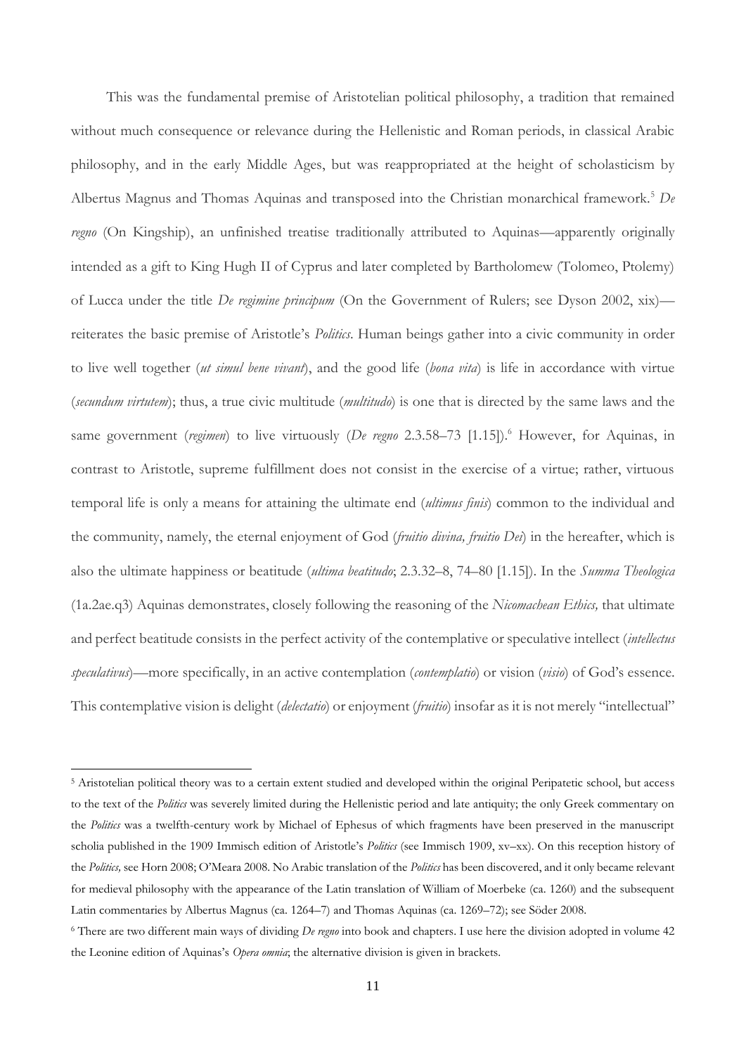This was the fundamental premise of Aristotelian political philosophy, a tradition that remained without much consequence or relevance during the Hellenistic and Roman periods, in classical Arabic philosophy, and in the early Middle Ages, but was reappropriated at the height of scholasticism by Albertus Magnus and Thomas Aquinas and transposed into the Christian monarchical framework.[5] *De regno* (On Kingship), an unfinished treatise traditionally attributed to Aquinas—apparently originally intended as a gift to King Hugh II of Cyprus and later completed by Bartholomew (Tolomeo, Ptolemy) of Lucca under the title *De regimine principum* (On the Government of Rulers; see Dyson 2002, xix)—reiterates the basic premise of Aristotle's *Politics*. Human beings gather into a civic community in order to live well together (*ut simul bene vivant*), and the good life (*bona vita*) is life in accordance with virtue (*secundum virtutem*); thus, a true civic multitude (*multitudo*) is one that is directed by the same laws and the same government (*regimen*) to live virtuously (*De regno* 2.3.58–73 [1.15]).[6] However, for Aquinas, in contrast to Aristotle, supreme fulfillment does not consist in the exercise of a virtue; rather, virtuous temporal life is only a means for attaining the ultimate end (*ultimus finis*) common to the individual and the community, namely, the eternal enjoyment of God (*fruitio divina, fruitio Dei*) in the hereafter, which is also the ultimate happiness or beatitude (*ultima beatitudo*; 2.3.32–8, 74–80 [1.15]). In the *Summa Theologica* (1a.2ae.q3) Aquinas demonstrates, closely following the reasoning of the *Nicomachean Ethics,* that ultimate and perfect beatitude consists in the perfect activity of the contemplative or speculative intellect (*intellectus speculativus*)—more specifically, in an active contemplation (*contemplatio*) or vision (*visio*) of God's essence. This contemplative vision is delight (*delectatio*) or enjoyment (*fruitio*) insofar as it is not merely "intellectual"

---

[5] Aristotelian political theory was to a certain extent studied and developed within the original Peripatetic school, but access to the text of the *Politics* was severely limited during the Hellenistic period and late antiquity; the only Greek commentary on the *Politics* was a twelfth-century work by Michael of Ephesus of which fragments have been preserved in the manuscript scholia published in the 1909 Immisch edition of Aristotle's *Politics* (see Immisch 1909, xv–xx). On this reception history of the *Politics,* see Horn 2008; O'Meara 2008. No Arabic translation of the *Politics* has been discovered, and it only became relevant for medieval philosophy with the appearance of the Latin translation of William of Moerbeke (ca. 1260) and the subsequent Latin commentaries by Albertus Magnus (ca. 1264–7) and Thomas Aquinas (ca. 1269–72); see Söder 2008.

[6] There are two different main ways of dividing *De regno* into book and chapters. I use here the division adopted in volume 42 the Leonine edition of Aquinas's *Opera omnia*; the alternative division is given in brackets.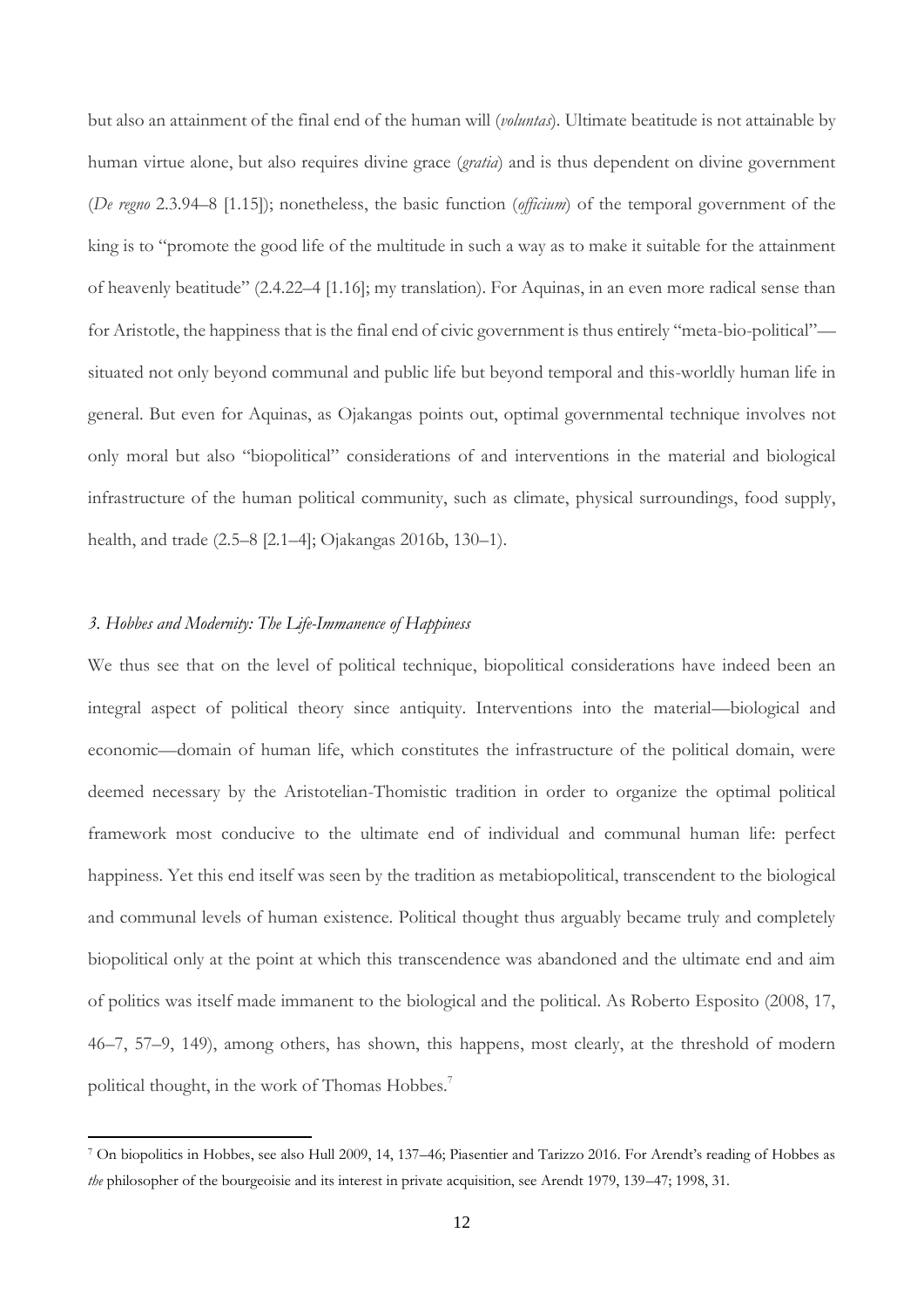but also an attainment of the final end of the human will (*voluntas*). Ultimate beatitude is not attainable by human virtue alone, but also requires divine grace (*gratia*) and is thus dependent on divine government (*De regno* 2.3.94–8 [1.15]); nonetheless, the basic function (*officium*) of the temporal government of the king is to "promote the good life of the multitude in such a way as to make it suitable for the attainment of heavenly beatitude" (2.4.22–4 [1.16]; my translation). For Aquinas, in an even more radical sense than for Aristotle, the happiness that is the final end of civic government is thus entirely "meta-bio-political"—situated not only beyond communal and public life but beyond temporal and this-worldly human life in general. But even for Aquinas, as Ojakangas points out, optimal governmental technique involves not only moral but also "biopolitical" considerations of and interventions in the material and biological infrastructure of the human political community, such as climate, physical surroundings, food supply, health, and trade (2.5–8 [2.1–4]; Ojakangas 2016b, 130–1).

### *3. Hobbes and Modernity: The Life-Immanence of Happiness*

We thus see that on the level of political technique, biopolitical considerations have indeed been an integral aspect of political theory since antiquity. Interventions into the material—biological and economic—domain of human life, which constitutes the infrastructure of the political domain, were deemed necessary by the Aristotelian-Thomistic tradition in order to organize the optimal political framework most conducive to the ultimate end of individual and communal human life: perfect happiness. Yet this end itself was seen by the tradition as metabiopolitical, transcendent to the biological and communal levels of human existence. Political thought thus arguably became truly and completely biopolitical only at the point at which this transcendence was abandoned and the ultimate end and aim of politics was itself made immanent to the biological and the political. As Roberto Esposito (2008, 17, 46–7, 57–9, 149), among others, has shown, this happens, most clearly, at the threshold of modern political thought, in the work of Thomas Hobbes.[7]

[7] On biopolitics in Hobbes, see also Hull 2009, 14, 137–46; Piasentier and Tarizzo 2016. For Arendt's reading of Hobbes as *the* philosopher of the bourgeoisie and its interest in private acquisition, see Arendt 1979, 139–47; 1998, 31.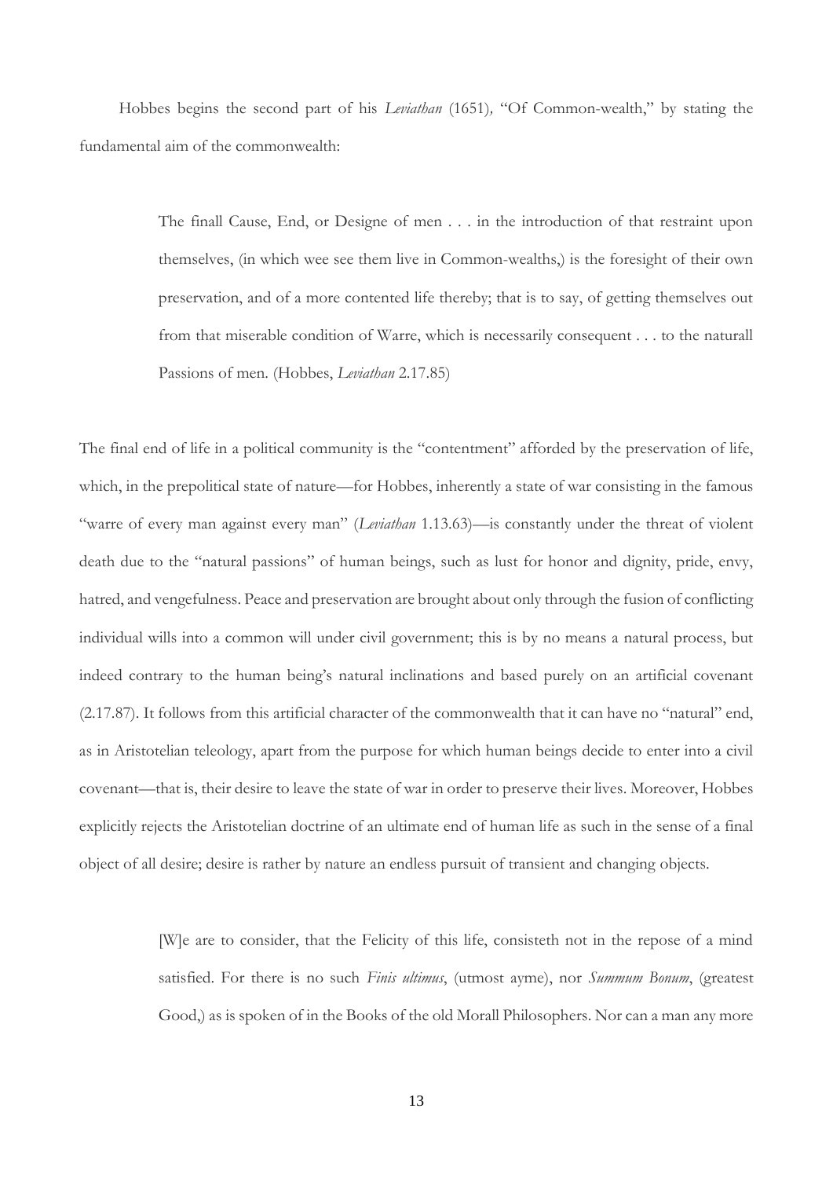Hobbes begins the second part of his *Leviathan* (1651)*,* "Of Common-wealth," by stating the fundamental aim of the commonwealth:

> The finall Cause, End, or Designe of men . . . in the introduction of that restraint upon themselves, (in which wee see them live in Common-wealths,) is the foresight of their own preservation, and of a more contented life thereby; that is to say, of getting themselves out from that miserable condition of Warre, which is necessarily consequent . . . to the naturall Passions of men. (Hobbes, *Leviathan* 2.17.85)

The final end of life in a political community is the "contentment" afforded by the preservation of life, which, in the prepolitical state of nature—for Hobbes, inherently a state of war consisting in the famous "warre of every man against every man" (*Leviathan* 1.13.63)—is constantly under the threat of violent death due to the "natural passions" of human beings, such as lust for honor and dignity, pride, envy, hatred, and vengefulness. Peace and preservation are brought about only through the fusion of conflicting individual wills into a common will under civil government; this is by no means a natural process, but indeed contrary to the human being's natural inclinations and based purely on an artificial covenant (2.17.87). It follows from this artificial character of the commonwealth that it can have no "natural" end, as in Aristotelian teleology, apart from the purpose for which human beings decide to enter into a civil covenant—that is, their desire to leave the state of war in order to preserve their lives. Moreover, Hobbes explicitly rejects the Aristotelian doctrine of an ultimate end of human life as such in the sense of a final object of all desire; desire is rather by nature an endless pursuit of transient and changing objects.

> [W]e are to consider, that the Felicity of this life, consisteth not in the repose of a mind satisfied. For there is no such *Finis ultimus*, (utmost ayme), nor *Summum Bonum*, (greatest Good,) as is spoken of in the Books of the old Morall Philosophers. Nor can a man any more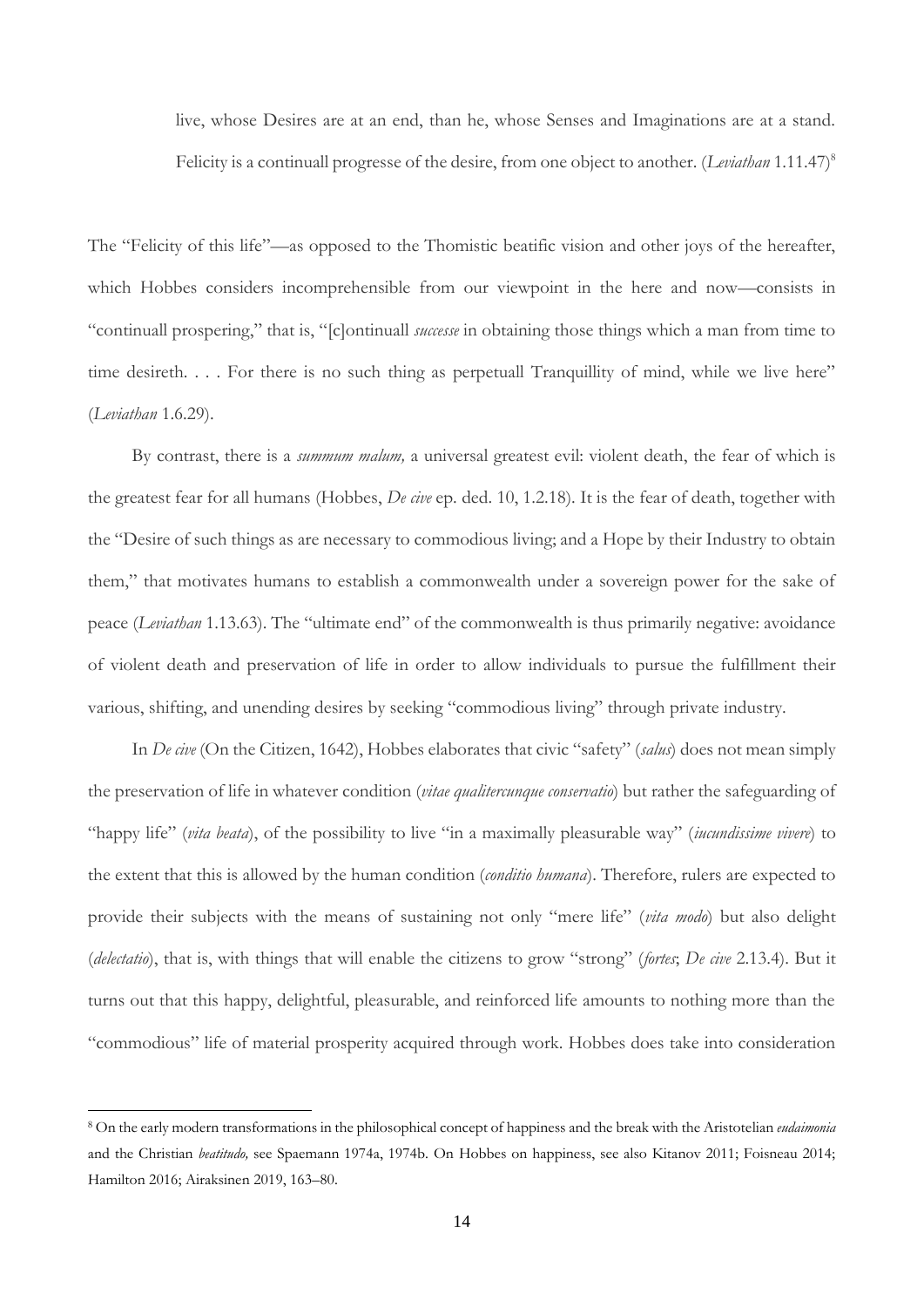> live, whose Desires are at an end, than he, whose Senses and Imaginations are at a stand. Felicity is a continuall progresse of the desire, from one object to another. (*Leviathan* 1.11.47)[8]

The "Felicity of this life"—as opposed to the Thomistic beatific vision and other joys of the hereafter, which Hobbes considers incomprehensible from our viewpoint in the here and now—consists in "continuall prospering," that is, "[c]ontinuall *successe* in obtaining those things which a man from time to time desireth. . . . For there is no such thing as perpetuall Tranquillity of mind, while we live here" (*Leviathan* 1.6.29).

By contrast, there is a *summum malum,* a universal greatest evil: violent death, the fear of which is the greatest fear for all humans (Hobbes, *De cive* ep. ded. 10, 1.2.18). It is the fear of death, together with the "Desire of such things as are necessary to commodious living; and a Hope by their Industry to obtain them," that motivates humans to establish a commonwealth under a sovereign power for the sake of peace (*Leviathan* 1.13.63). The "ultimate end" of the commonwealth is thus primarily negative: avoidance of violent death and preservation of life in order to allow individuals to pursue the fulfillment their various, shifting, and unending desires by seeking "commodious living" through private industry.

In *De cive* (On the Citizen, 1642), Hobbes elaborates that civic "safety" (*salus*) does not mean simply the preservation of life in whatever condition (*vitae qualitercunque conservatio*) but rather the safeguarding of "happy life" (*vita beata*), of the possibility to live "in a maximally pleasurable way" (*iucundissime vivere*) to the extent that this is allowed by the human condition (*conditio humana*). Therefore, rulers are expected to provide their subjects with the means of sustaining not only "mere life" (*vita modo*) but also delight (*delectatio*), that is, with things that will enable the citizens to grow "strong" (*fortes*; *De cive* 2.13.4). But it turns out that this happy, delightful, pleasurable, and reinforced life amounts to nothing more than the "commodious" life of material prosperity acquired through work. Hobbes does take into consideration

---

[8] On the early modern transformations in the philosophical concept of happiness and the break with the Aristotelian *eudaimonia* and the Christian *beatitudo,* see Spaemann 1974a, 1974b. On Hobbes on happiness, see also Kitanov 2011; Foisneau 2014; Hamilton 2016; Airaksinen 2019, 163–80.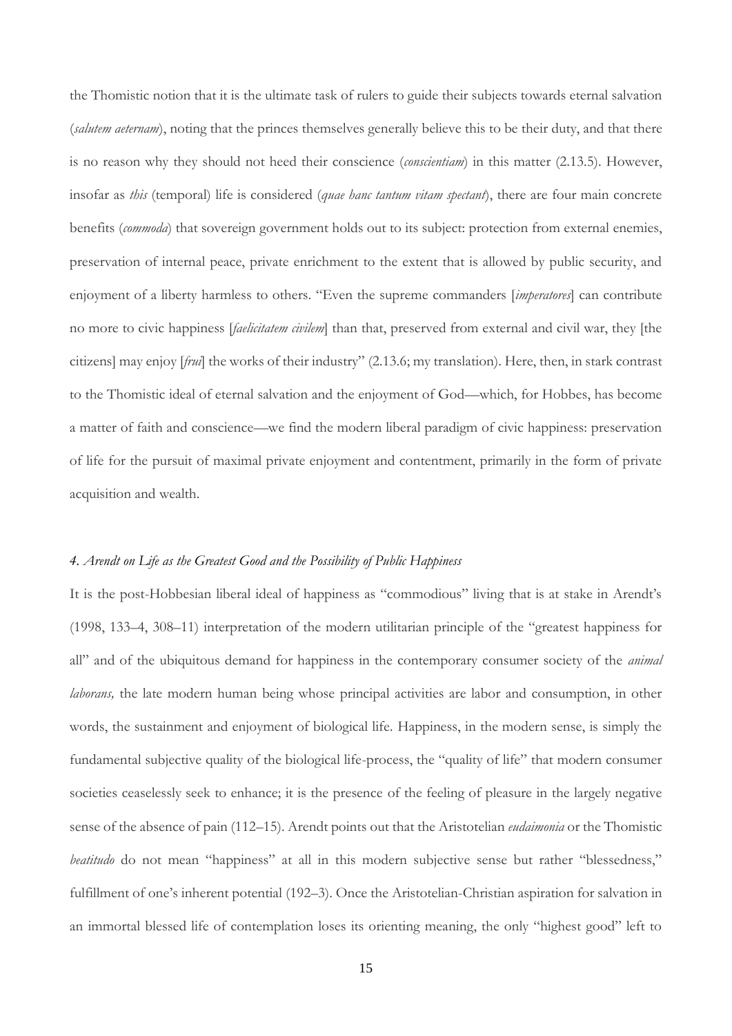the Thomistic notion that it is the ultimate task of rulers to guide their subjects towards eternal salvation (*salutem aeternam*), noting that the princes themselves generally believe this to be their duty, and that there is no reason why they should not heed their conscience (*conscientiam*) in this matter (2.13.5). However, insofar as *this* (temporal) life is considered (*quae hanc tantum vitam spectant*), there are four main concrete benefits (*commoda*) that sovereign government holds out to its subject: protection from external enemies, preservation of internal peace, private enrichment to the extent that is allowed by public security, and enjoyment of a liberty harmless to others. "Even the supreme commanders [*imperatores*] can contribute no more to civic happiness [*faelicitatem civilem*] than that, preserved from external and civil war, they [the citizens] may enjoy [*frui*] the works of their industry" (2.13.6; my translation). Here, then, in stark contrast to the Thomistic ideal of eternal salvation and the enjoyment of God—which, for Hobbes, has become a matter of faith and conscience—we find the modern liberal paradigm of civic happiness: preservation of life for the pursuit of maximal private enjoyment and contentment, primarily in the form of private acquisition and wealth.

#### *4. Arendt on Life as the Greatest Good and the Possibility of Public Happiness*

It is the post-Hobbesian liberal ideal of happiness as "commodious" living that is at stake in Arendt's (1998, 133–4, 308–11) interpretation of the modern utilitarian principle of the "greatest happiness for all" and of the ubiquitous demand for happiness in the contemporary consumer society of the *animal laborans,* the late modern human being whose principal activities are labor and consumption, in other words, the sustainment and enjoyment of biological life. Happiness, in the modern sense, is simply the fundamental subjective quality of the biological life-process, the "quality of life" that modern consumer societies ceaselessly seek to enhance; it is the presence of the feeling of pleasure in the largely negative sense of the absence of pain (112–15). Arendt points out that the Aristotelian *eudaimonia* or the Thomistic *beatitudo* do not mean "happiness" at all in this modern subjective sense but rather "blessedness," fulfillment of one's inherent potential (192–3). Once the Aristotelian-Christian aspiration for salvation in an immortal blessed life of contemplation loses its orienting meaning, the only "highest good" left to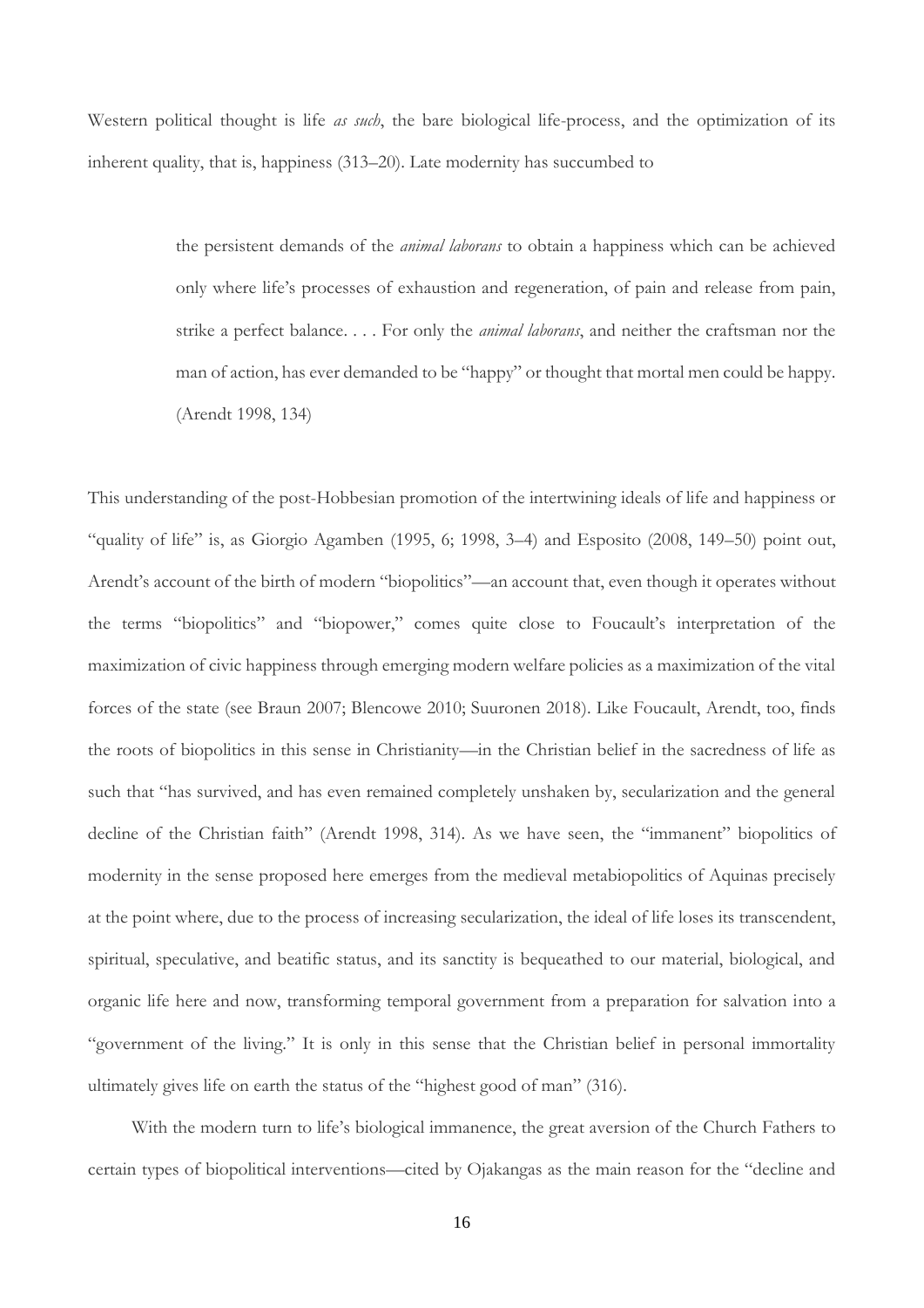Western political thought is life *as such*, the bare biological life-process, and the optimization of its inherent quality, that is, happiness (313–20). Late modernity has succumbed to

> the persistent demands of the *animal laborans* to obtain a happiness which can be achieved only where life's processes of exhaustion and regeneration, of pain and release from pain, strike a perfect balance. . . . For only the *animal laborans*, and neither the craftsman nor the man of action, has ever demanded to be "happy" or thought that mortal men could be happy. (Arendt 1998, 134)

This understanding of the post-Hobbesian promotion of the intertwining ideals of life and happiness or "quality of life" is, as Giorgio Agamben (1995, 6; 1998, 3–4) and Esposito (2008, 149–50) point out, Arendt's account of the birth of modern "biopolitics"—an account that, even though it operates without the terms "biopolitics" and "biopower," comes quite close to Foucault's interpretation of the maximization of civic happiness through emerging modern welfare policies as a maximization of the vital forces of the state (see Braun 2007; Blencowe 2010; Suuronen 2018). Like Foucault, Arendt, too, finds the roots of biopolitics in this sense in Christianity—in the Christian belief in the sacredness of life as such that "has survived, and has even remained completely unshaken by, secularization and the general decline of the Christian faith" (Arendt 1998, 314). As we have seen, the "immanent" biopolitics of modernity in the sense proposed here emerges from the medieval metabiopolitics of Aquinas precisely at the point where, due to the process of increasing secularization, the ideal of life loses its transcendent, spiritual, speculative, and beatific status, and its sanctity is bequeathed to our material, biological, and organic life here and now, transforming temporal government from a preparation for salvation into a "government of the living." It is only in this sense that the Christian belief in personal immortality ultimately gives life on earth the status of the "highest good of man" (316).

With the modern turn to life's biological immanence, the great aversion of the Church Fathers to certain types of biopolitical interventions—cited by Ojakangas as the main reason for the "decline and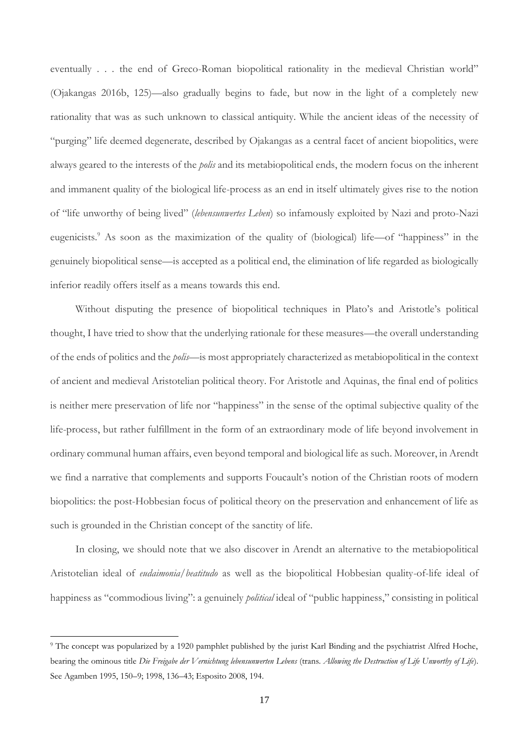eventually . . . the end of Greco-Roman biopolitical rationality in the medieval Christian world" (Ojakangas 2016b, 125)—also gradually begins to fade, but now in the light of a completely new rationality that was as such unknown to classical antiquity. While the ancient ideas of the necessity of "purging" life deemed degenerate, described by Ojakangas as a central facet of ancient biopolitics, were always geared to the interests of the *polis* and its metabiopolitical ends, the modern focus on the inherent and immanent quality of the biological life-process as an end in itself ultimately gives rise to the notion of "life unworthy of being lived" (*lebensunwertes Leben*) so infamously exploited by Nazi and proto-Nazi eugenicists.[9] As soon as the maximization of the quality of (biological) life—of "happiness" in the genuinely biopolitical sense—is accepted as a political end, the elimination of life regarded as biologically inferior readily offers itself as a means towards this end.

Without disputing the presence of biopolitical techniques in Plato's and Aristotle's political thought, I have tried to show that the underlying rationale for these measures—the overall understanding of the ends of politics and the *polis*—is most appropriately characterized as metabiopolitical in the context of ancient and medieval Aristotelian political theory. For Aristotle and Aquinas, the final end of politics is neither mere preservation of life nor "happiness" in the sense of the optimal subjective quality of the life-process, but rather fulfillment in the form of an extraordinary mode of life beyond involvement in ordinary communal human affairs, even beyond temporal and biological life as such. Moreover, in Arendt we find a narrative that complements and supports Foucault's notion of the Christian roots of modern biopolitics: the post-Hobbesian focus of political theory on the preservation and enhancement of life as such is grounded in the Christian concept of the sanctity of life.

In closing, we should note that we also discover in Arendt an alternative to the metabiopolitical Aristotelian ideal of *eudaimonia*/*beatitudo* as well as the biopolitical Hobbesian quality-of-life ideal of happiness as "commodious living": a genuinely *political* ideal of "public happiness," consisting in political

---

[9] The concept was popularized by a 1920 pamphlet published by the jurist Karl Binding and the psychiatrist Alfred Hoche, bearing the ominous title *Die Freigabe der Vernichtung lebensunwerten Lebens* (trans. *Allowing the Destruction of Life Unworthy of Life*). See Agamben 1995, 150–9; 1998, 136–43; Esposito 2008, 194.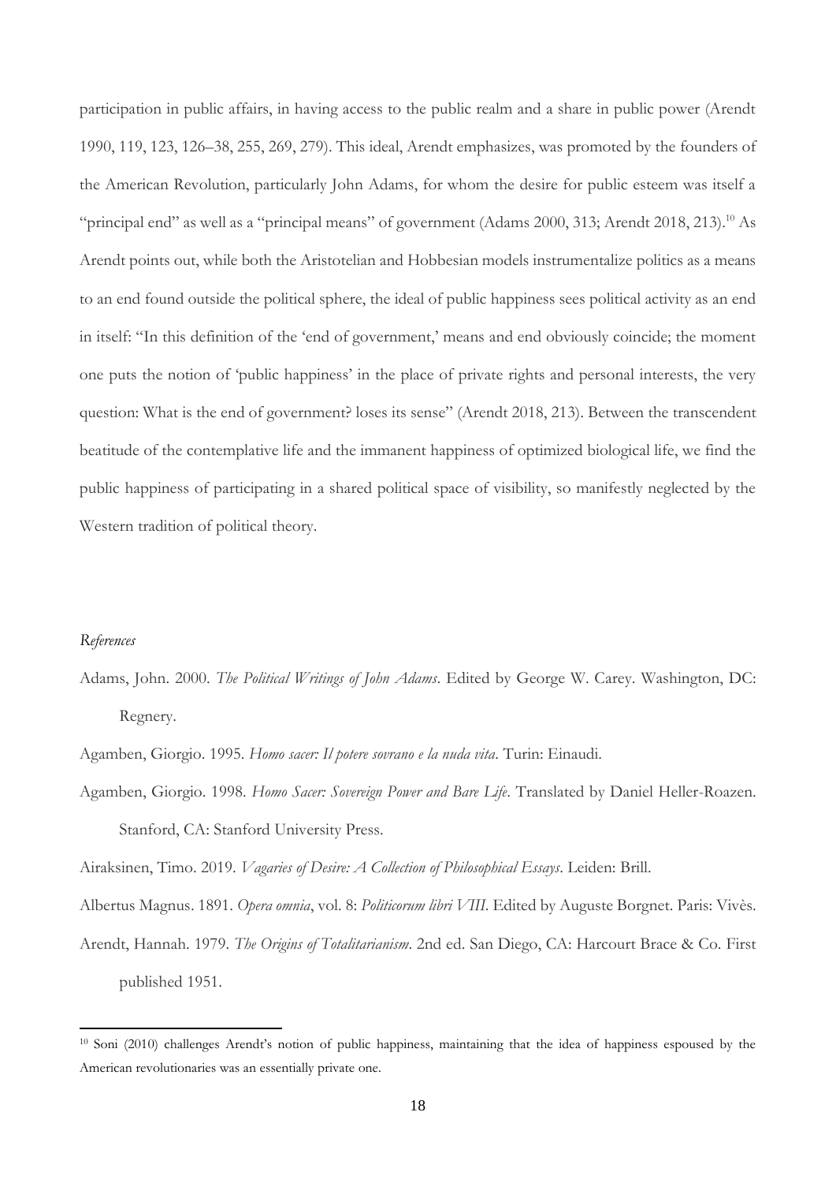participation in public affairs, in having access to the public realm and a share in public power (Arendt 1990, 119, 123, 126–38, 255, 269, 279). This ideal, Arendt emphasizes, was promoted by the founders of the American Revolution, particularly John Adams, for whom the desire for public esteem was itself a "principal end" as well as a "principal means" of government (Adams 2000, 313; Arendt 2018, 213).[10] As Arendt points out, while both the Aristotelian and Hobbesian models instrumentalize politics as a means to an end found outside the political sphere, the ideal of public happiness sees political activity as an end in itself: "In this definition of the 'end of government,' means and end obviously coincide; the moment one puts the notion of 'public happiness' in the place of private rights and personal interests, the very question: What is the end of government? loses its sense" (Arendt 2018, 213). Between the transcendent beatitude of the contemplative life and the immanent happiness of optimized biological life, we find the public happiness of participating in a shared political space of visibility, so manifestly neglected by the Western tradition of political theory.

*References*

Adams, John. 2000. *The Political Writings of John Adams*. Edited by George W. Carey. Washington, DC: Regnery.

Agamben, Giorgio. 1995. *Homo sacer: Il potere sovrano e la nuda vita*. Turin: Einaudi.

Agamben, Giorgio. 1998. *Homo Sacer: Sovereign Power and Bare Life*. Translated by Daniel Heller-Roazen. Stanford, CA: Stanford University Press.

Airaksinen, Timo. 2019. *Vagaries of Desire: A Collection of Philosophical Essays*. Leiden: Brill.

Albertus Magnus. 1891. *Opera omnia*, vol. 8: *Politicorum libri VIII*. Edited by Auguste Borgnet. Paris: Vivès.

Arendt, Hannah. 1979. *The Origins of Totalitarianism*. 2nd ed. San Diego, CA: Harcourt Brace & Co. First published 1951.

[10] Soni (2010) challenges Arendt's notion of public happiness, maintaining that the idea of happiness espoused by the American revolutionaries was an essentially private one.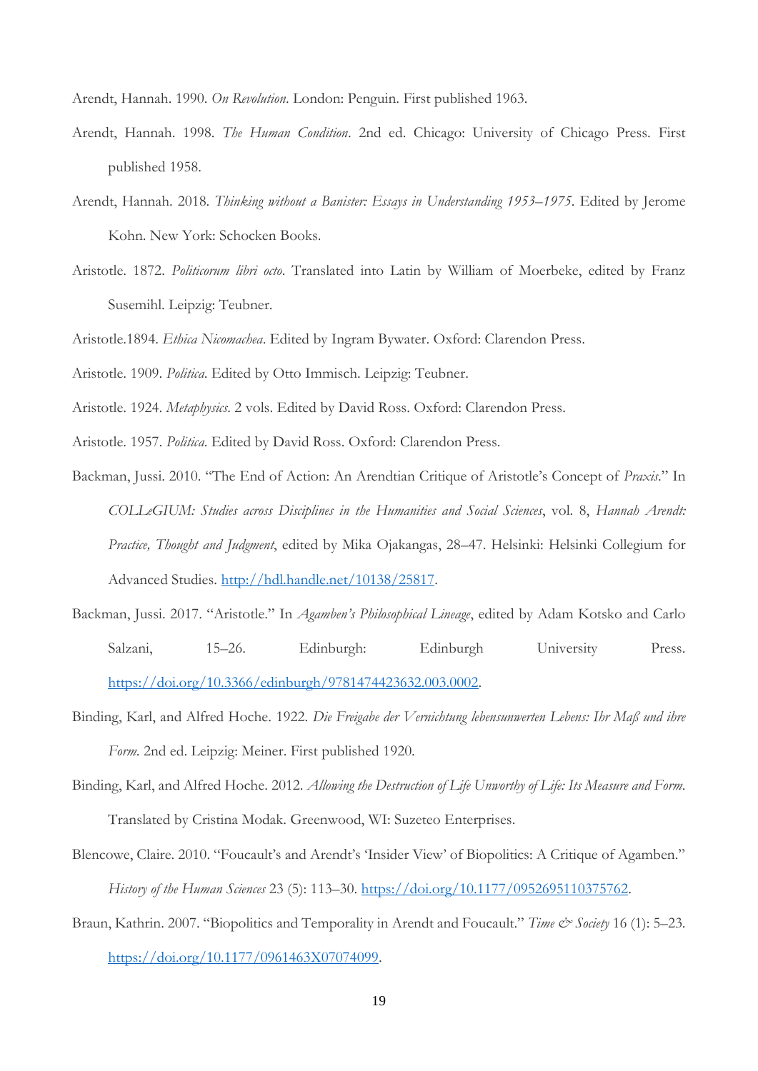Arendt, Hannah. 1990. *On Revolution*. London: Penguin. First published 1963.

Arendt, Hannah. 1998. *The Human Condition*. 2nd ed. Chicago: University of Chicago Press. First published 1958.

Arendt, Hannah. 2018. *Thinking without a Banister: Essays in Understanding 1953–1975*. Edited by Jerome Kohn. New York: Schocken Books.

Aristotle. 1872. *Politicorum libri octo*. Translated into Latin by William of Moerbeke, edited by Franz Susemihl. Leipzig: Teubner.

Aristotle.1894. *Ethica Nicomachea*. Edited by Ingram Bywater. Oxford: Clarendon Press.

Aristotle. 1909. *Politica*. Edited by Otto Immisch. Leipzig: Teubner.

Aristotle. 1924. *Metaphysics*. 2 vols. Edited by David Ross. Oxford: Clarendon Press.

Aristotle. 1957. *Politica*. Edited by David Ross. Oxford: Clarendon Press.

Backman, Jussi. 2010. "The End of Action: An Arendtian Critique of Aristotle's Concept of *Praxis*." In *COLLeGIUM: Studies across Disciplines in the Humanities and Social Sciences*, vol. 8, *Hannah Arendt: Practice, Thought and Judgment*, edited by Mika Ojakangas, 28–47. Helsinki: Helsinki Collegium for Advanced Studies. http://hdl.handle.net/10138/25817.

Backman, Jussi. 2017. "Aristotle." In *Agamben's Philosophical Lineage*, edited by Adam Kotsko and Carlo Salzani, 15–26. Edinburgh: Edinburgh University Press. https://doi.org/10.3366/edinburgh/9781474423632.003.0002.

Binding, Karl, and Alfred Hoche. 1922. *Die Freigabe der Vernichtung lebensunwerten Lebens: Ihr Maß und ihre Form*. 2nd ed. Leipzig: Meiner. First published 1920.

Binding, Karl, and Alfred Hoche. 2012. *Allowing the Destruction of Life Unworthy of Life: Its Measure and Form*. Translated by Cristina Modak. Greenwood, WI: Suzeteo Enterprises.

Blencowe, Claire. 2010. "Foucault's and Arendt's 'Insider View' of Biopolitics: A Critique of Agamben." *History of the Human Sciences* 23 (5): 113–30. https://doi.org/10.1177/0952695110375762.

Braun, Kathrin. 2007. "Biopolitics and Temporality in Arendt and Foucault." *Time & Society* 16 (1): 5–23. https://doi.org/10.1177/0961463X07074099.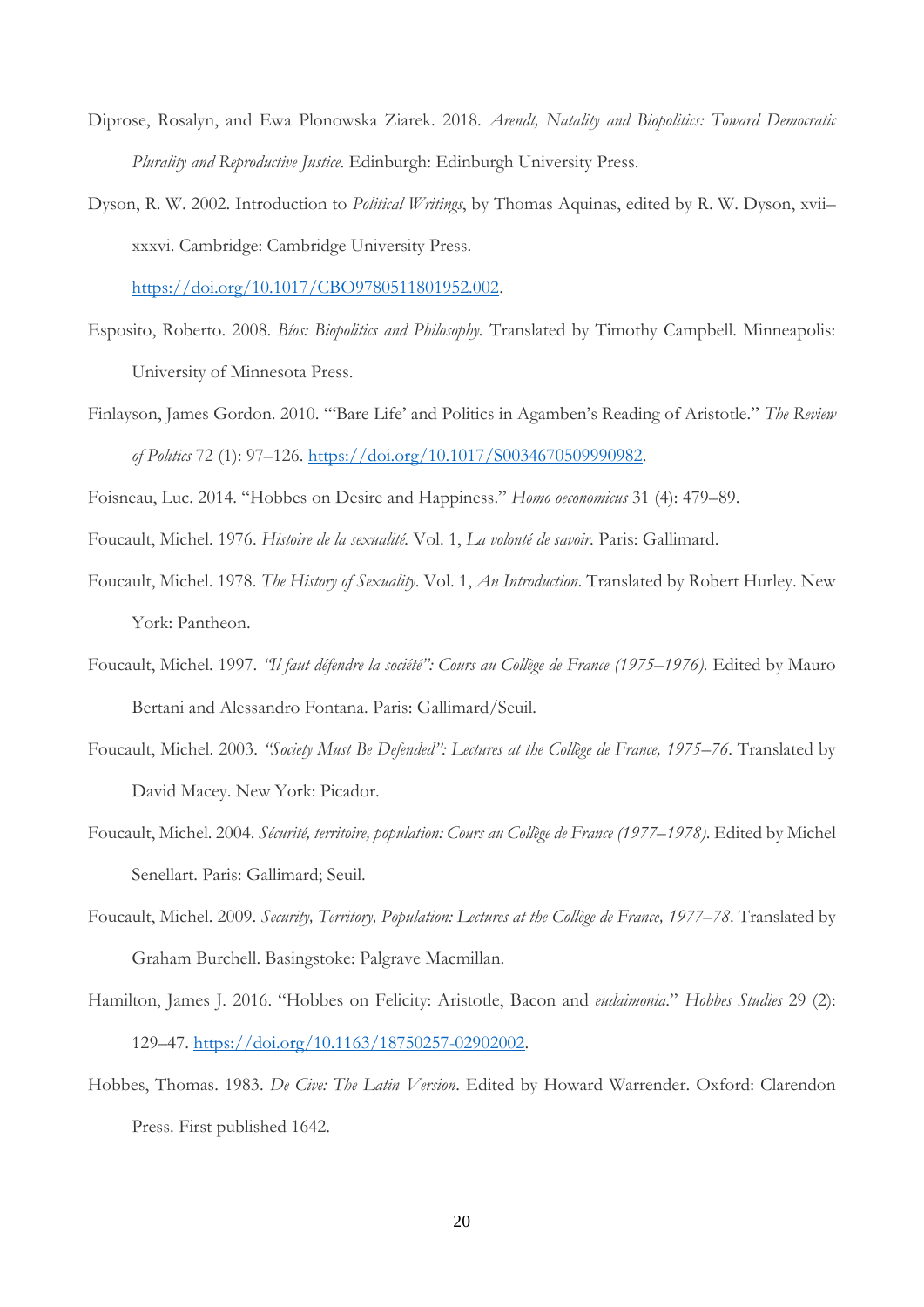Diprose, Rosalyn, and Ewa Plonowska Ziarek. 2018. *Arendt, Natality and Biopolitics: Toward Democratic Plurality and Reproductive Justice*. Edinburgh: Edinburgh University Press.

Dyson, R. W. 2002. Introduction to *Political Writings*, by Thomas Aquinas, edited by R. W. Dyson, xvii–xxxvi. Cambridge: Cambridge University Press. https://doi.org/10.1017/CBO9780511801952.002.

Esposito, Roberto. 2008. *Bíos: Biopolitics and Philosophy*. Translated by Timothy Campbell. Minneapolis: University of Minnesota Press.

Finlayson, James Gordon. 2010. "'Bare Life' and Politics in Agamben's Reading of Aristotle." *The Review of Politics* 72 (1): 97–126. https://doi.org/10.1017/S0034670509990982.

Foisneau, Luc. 2014. "Hobbes on Desire and Happiness." *Homo oeconomicus* 31 (4): 479–89.

Foucault, Michel. 1976. *Histoire de la sexualité*. Vol. 1, *La volonté de savoir*. Paris: Gallimard.

Foucault, Michel. 1978. *The History of Sexuality*. Vol. 1, *An Introduction*. Translated by Robert Hurley. New York: Pantheon.

Foucault, Michel. 1997. *"Il faut défendre la société": Cours au Collège de France (1975–1976)*. Edited by Mauro Bertani and Alessandro Fontana. Paris: Gallimard/Seuil.

Foucault, Michel. 2003. *"Society Must Be Defended": Lectures at the Collège de France, 1975–76*. Translated by David Macey. New York: Picador.

Foucault, Michel. 2004. *Sécurité, territoire, population: Cours au Collège de France (1977–1978)*. Edited by Michel Senellart. Paris: Gallimard; Seuil.

Foucault, Michel. 2009. *Security, Territory, Population: Lectures at the Collège de France, 1977–78*. Translated by Graham Burchell. Basingstoke: Palgrave Macmillan.

Hamilton, James J. 2016. "Hobbes on Felicity: Aristotle, Bacon and *eudaimonia*." *Hobbes Studies* 29 (2): 129–47. https://doi.org/10.1163/18750257-02902002.

Hobbes, Thomas. 1983. *De Cive: The Latin Version*. Edited by Howard Warrender. Oxford: Clarendon Press. First published 1642.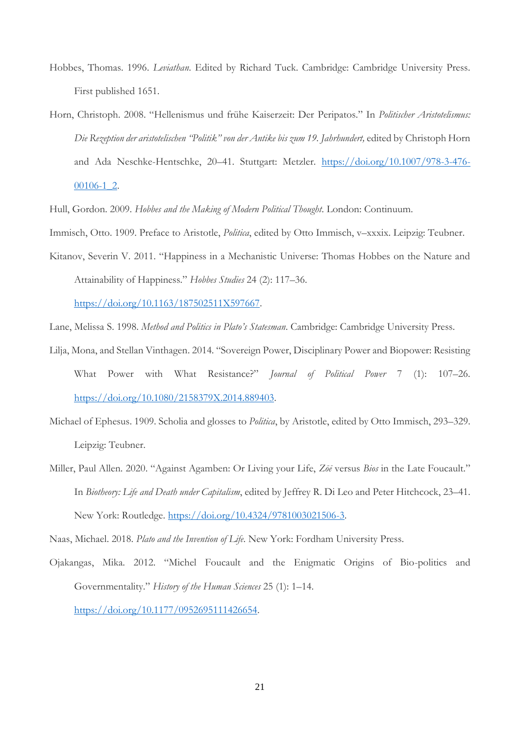Hobbes, Thomas. 1996. *Leviathan*. Edited by Richard Tuck. Cambridge: Cambridge University Press. First published 1651.

Horn, Christoph. 2008. "Hellenismus und frühe Kaiserzeit: Der Peripatos." In *Politischer Aristotelismus: Die Rezeption der aristotelischen "Politik" von der Antike bis zum 19. Jahrhundert,* edited by Christoph Horn and Ada Neschke-Hentschke, 20–41. Stuttgart: Metzler. https://doi.org/10.1007/978-3-476-00106-1_2.

Hull, Gordon. 2009. *Hobbes and the Making of Modern Political Thought*. London: Continuum.

Immisch, Otto. 1909. Preface to Aristotle, *Politica*, edited by Otto Immisch, v–xxxix. Leipzig: Teubner.

Kitanov, Severin V. 2011. "Happiness in a Mechanistic Universe: Thomas Hobbes on the Nature and Attainability of Happiness." *Hobbes Studies* 24 (2): 117–36. https://doi.org/10.1163/187502511X597667.

Lane, Melissa S. 1998. *Method and Politics in Plato's Statesman*. Cambridge: Cambridge University Press.

Lilja, Mona, and Stellan Vinthagen. 2014. "Sovereign Power, Disciplinary Power and Biopower: Resisting What Power with What Resistance?" *Journal of Political Power* 7 (1): 107–26. https://doi.org/10.1080/2158379X.2014.889403.

Michael of Ephesus. 1909. Scholia and glosses to *Politica*, by Aristotle, edited by Otto Immisch, 293–329. Leipzig: Teubner.

Miller, Paul Allen. 2020. "Against Agamben: Or Living your Life, *Zōē* versus *Bios* in the Late Foucault." In *Biotheory: Life and Death under Capitalism*, edited by Jeffrey R. Di Leo and Peter Hitchcock, 23–41. New York: Routledge. https://doi.org/10.4324/9781003021506-3.

Naas, Michael. 2018. *Plato and the Invention of Life*. New York: Fordham University Press.

Ojakangas, Mika. 2012. "Michel Foucault and the Enigmatic Origins of Bio-politics and Governmentality." *History of the Human Sciences* 25 (1): 1–14. https://doi.org/10.1177/0952695111426654.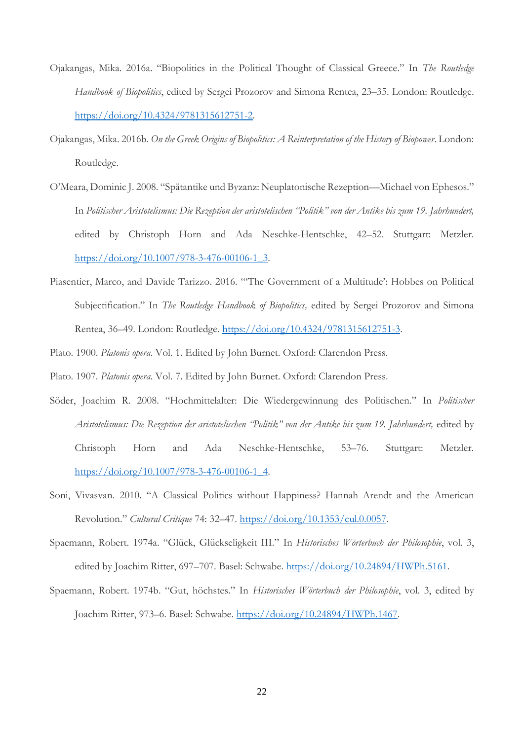Ojakangas, Mika. 2016a. "Biopolitics in the Political Thought of Classical Greece." In *The Routledge Handbook of Biopolitics*, edited by Sergei Prozorov and Simona Rentea, 23–35. London: Routledge. https://doi.org/10.4324/9781315612751-2.

Ojakangas, Mika. 2016b. *On the Greek Origins of Biopolitics: A Reinterpretation of the History of Biopower*. London: Routledge.

O'Meara, Dominic J. 2008. "Spätantike und Byzanz: Neuplatonische Rezeption—Michael von Ephesos." In *Politischer Aristotelismus: Die Rezeption der aristotelischen "Politik" von der Antike bis zum 19. Jahrhundert,* edited by Christoph Horn and Ada Neschke-Hentschke, 42–52. Stuttgart: Metzler. https://doi.org/10.1007/978-3-476-00106-1_3.

Piasentier, Marco, and Davide Tarizzo. 2016. "'The Government of a Multitude': Hobbes on Political Subjectification." In *The Routledge Handbook of Biopolitics,* edited by Sergei Prozorov and Simona Rentea, 36–49. London: Routledge. https://doi.org/10.4324/9781315612751-3.

Plato. 1900. *Platonis opera*. Vol. 1. Edited by John Burnet. Oxford: Clarendon Press.

Plato. 1907. *Platonis opera*. Vol. 7. Edited by John Burnet. Oxford: Clarendon Press.

Söder, Joachim R. 2008. "Hochmittelalter: Die Wiedergewinnung des Politischen." In *Politischer Aristotelismus: Die Rezeption der aristotelischen "Politik" von der Antike bis zum 19. Jahrhundert,* edited by Christoph Horn and Ada Neschke-Hentschke, 53–76. Stuttgart: Metzler. https://doi.org/10.1007/978-3-476-00106-1_4.

Soni, Vivasvan. 2010. "A Classical Politics without Happiness? Hannah Arendt and the American Revolution." *Cultural Critique* 74: 32–47. https://doi.org/10.1353/cul.0.0057.

Spaemann, Robert. 1974a. "Glück, Glückseligkeit III." In *Historisches Wörterbuch der Philosophie*, vol. 3, edited by Joachim Ritter, 697–707. Basel: Schwabe. https://doi.org/10.24894/HWPh.5161.

Spaemann, Robert. 1974b. "Gut, höchstes." In *Historisches Wörterbuch der Philosophie*, vol. 3, edited by Joachim Ritter, 973–6. Basel: Schwabe. https://doi.org/10.24894/HWPh.1467.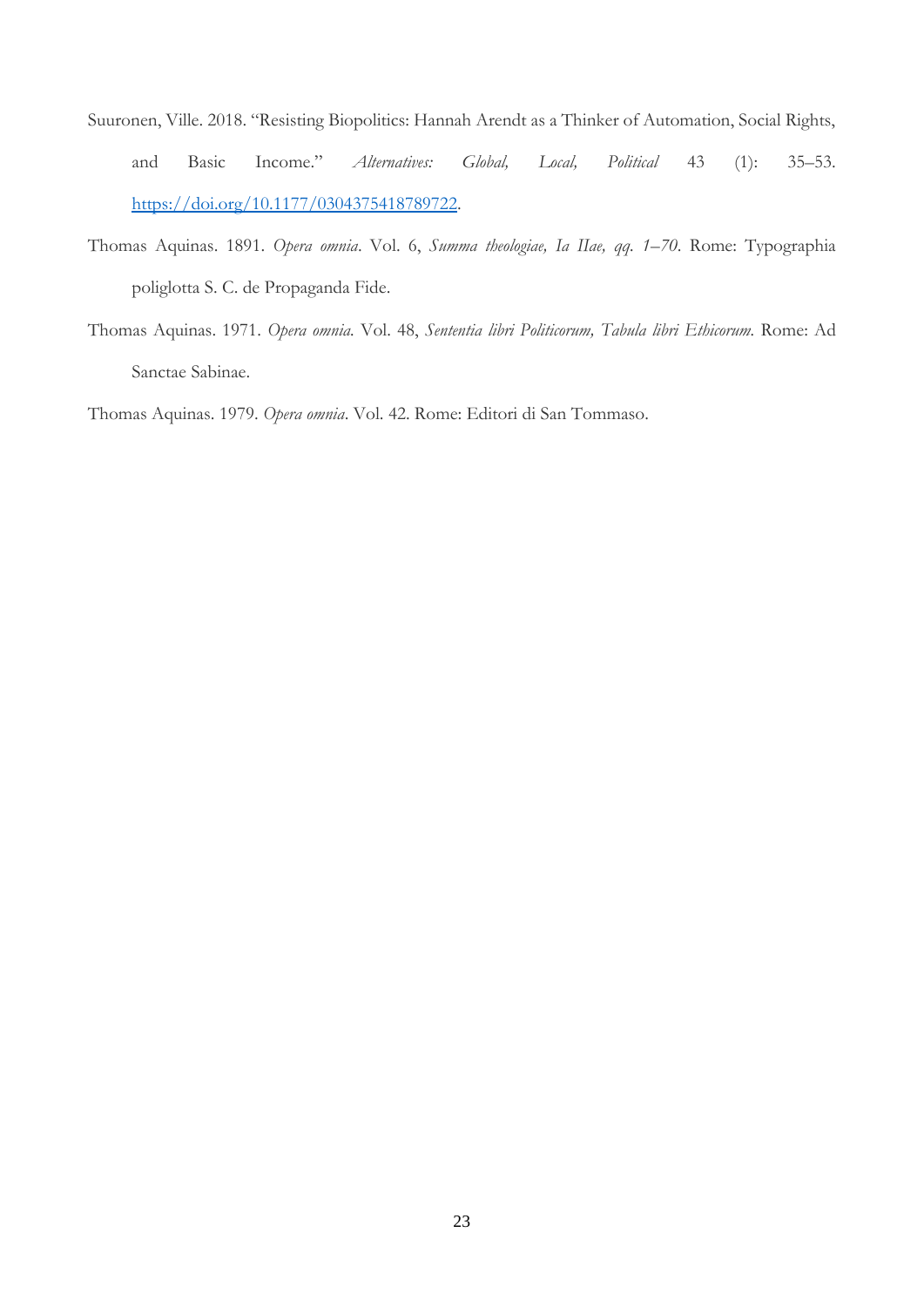Suuronen, Ville. 2018. "Resisting Biopolitics: Hannah Arendt as a Thinker of Automation, Social Rights, and Basic Income." *Alternatives: Global, Local, Political* 43 (1): 35–53. https://doi.org/10.1177/0304375418789722.

Thomas Aquinas. 1891. *Opera omnia*. Vol. 6, *Summa theologiae, Ia IIae, qq. 1–70*. Rome: Typographia poliglotta S. C. de Propaganda Fide.

Thomas Aquinas. 1971. *Opera omnia*. Vol. 48, *Sententia libri Politicorum, Tabula libri Ethicorum*. Rome: Ad Sanctae Sabinae.

Thomas Aquinas. 1979. *Opera omnia*. Vol. 42. Rome: Editori di San Tommaso.